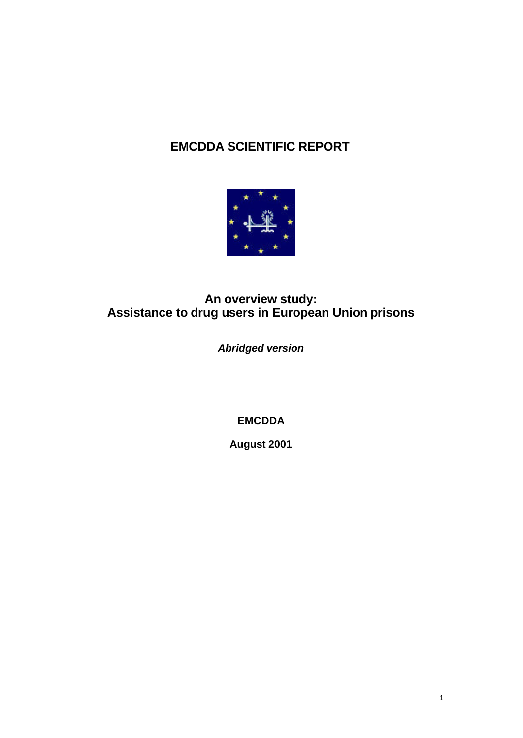# EMCDDA SCIENTIFIC REPORT

## An overview study:
## Assistance to drug users in European Union prisons

***Abridged version***

**EMCDDA**

**August 2001**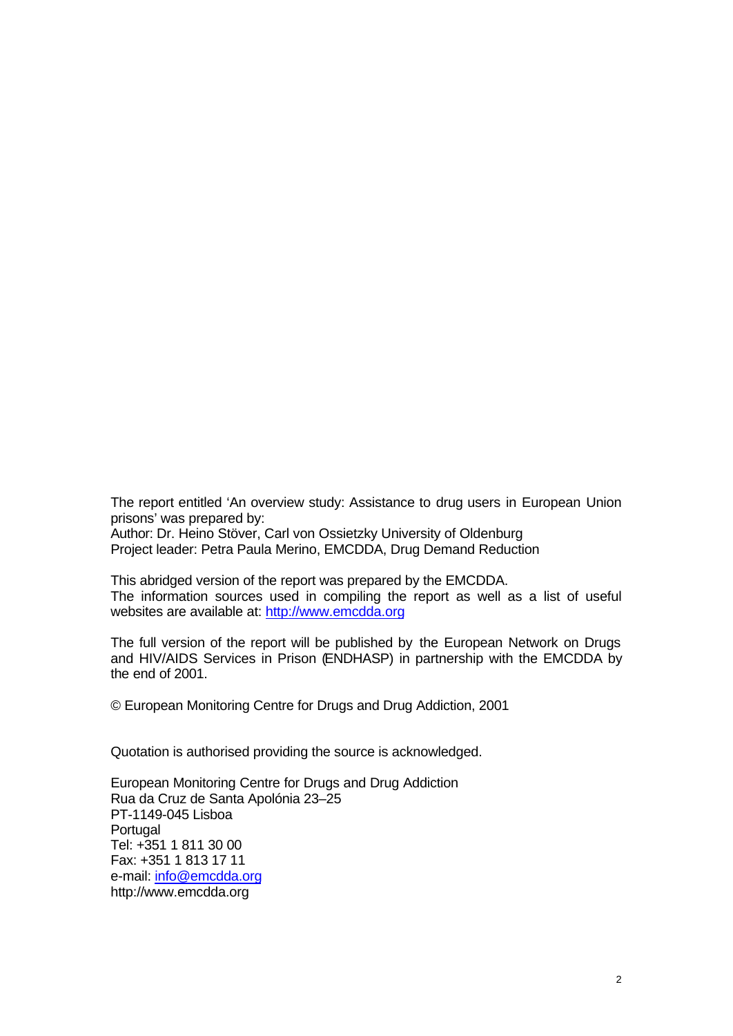The report entitled 'An overview study: Assistance to drug users in European Union prisons' was prepared by:
Author: Dr. Heino Stöver, Carl von Ossietzky University of Oldenburg
Project leader: Petra Paula Merino, EMCDDA, Drug Demand Reduction

This abridged version of the report was prepared by the EMCDDA.
The information sources used in compiling the report as well as a list of useful websites are available at: http://www.emcdda.org

The full version of the report will be published by the European Network on Drugs and HIV/AIDS Services in Prison (ENDHASP) in partnership with the EMCDDA by the end of 2001.

© European Monitoring Centre for Drugs and Drug Addiction, 2001

Quotation is authorised providing the source is acknowledged.

European Monitoring Centre for Drugs and Drug Addiction
Rua da Cruz de Santa Apolónia 23–25
PT-1149-045 Lisboa
Portugal
Tel: +351 1 811 30 00
Fax: +351 1 813 17 11
e-mail: info@emcdda.org
http://www.emcdda.org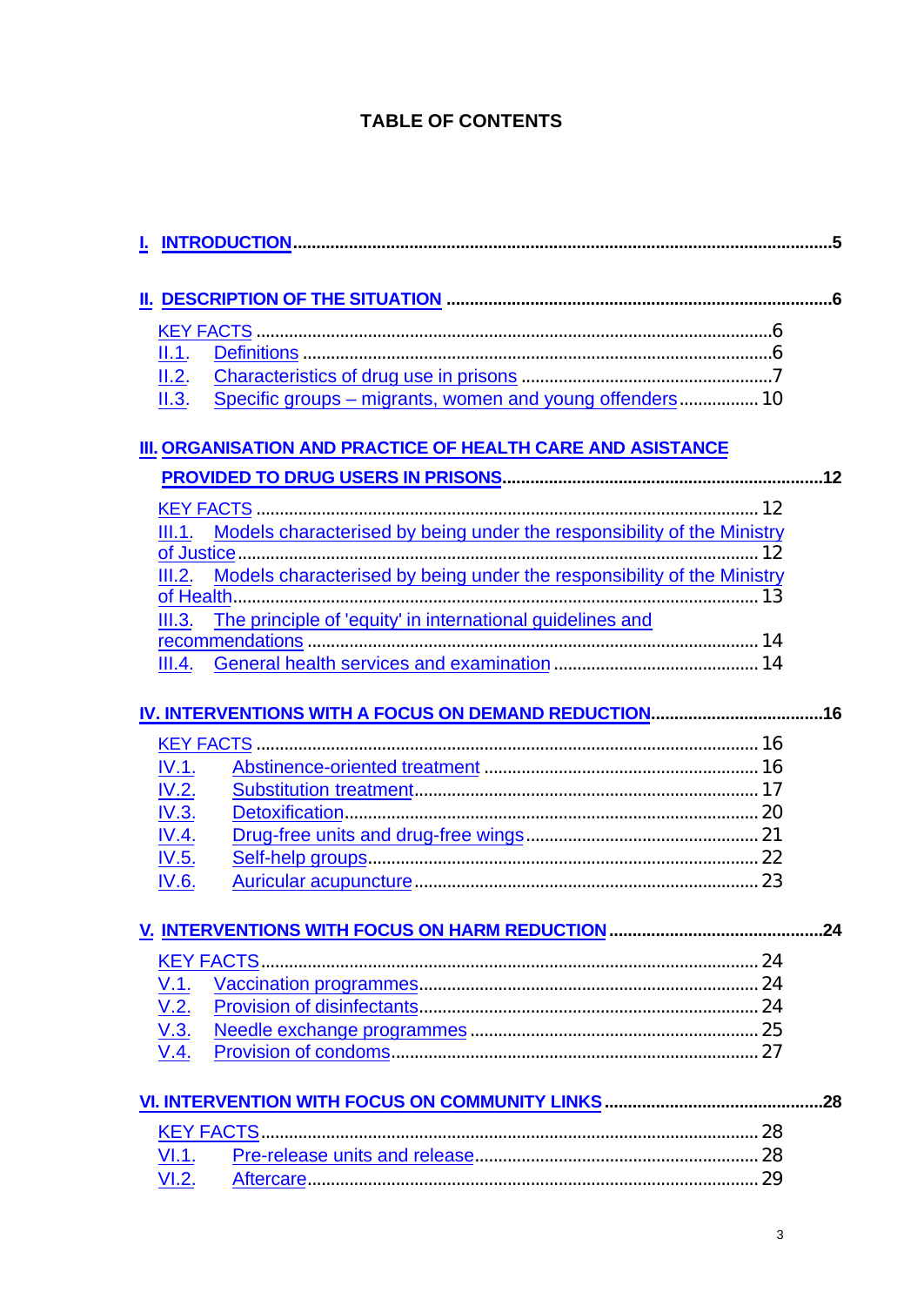# TABLE OF CONTENTS

**I. INTRODUCTION** .......... **5**

**II. DESCRIPTION OF THE SITUATION** .......... **6**

- KEY FACTS .......... 6
- II.1. Definitions .......... 6
- II.2. Characteristics of drug use in prisons .......... 7
- II.3. Specific groups – migrants, women and young offenders .......... 10

**III. ORGANISATION AND PRACTICE OF HEALTH CARE AND ASISTANCE PROVIDED TO DRUG USERS IN PRISONS** .......... **12**

- KEY FACTS .......... 12
- III.1. Models characterised by being under the responsibility of the Ministry of Justice .......... 12
- III.2. Models characterised by being under the responsibility of the Ministry of Health .......... 13
- III.3. The principle of 'equity' in international guidelines and recommendations .......... 14
- III.4. General health services and examination .......... 14

**IV. INTERVENTIONS WITH A FOCUS ON DEMAND REDUCTION** .......... **16**

- KEY FACTS .......... 16
- IV.1. Abstinence-oriented treatment .......... 16
- IV.2. Substitution treatment .......... 17
- IV.3. Detoxification .......... 20
- IV.4. Drug-free units and drug-free wings .......... 21
- IV.5. Self-help groups .......... 22
- IV.6. Auricular acupuncture .......... 23

**V. INTERVENTIONS WITH FOCUS ON HARM REDUCTION** .......... **24**

- KEY FACTS .......... 24
- V.1. Vaccination programmes .......... 24
- V.2. Provision of disinfectants .......... 24
- V.3. Needle exchange programmes .......... 25
- V.4. Provision of condoms .......... 27

**VI. INTERVENTION WITH FOCUS ON COMMUNITY LINKS** .......... **28**

- KEY FACTS .......... 28
- VI.1. Pre-release units and release .......... 28
- VI.2. Aftercare .......... 29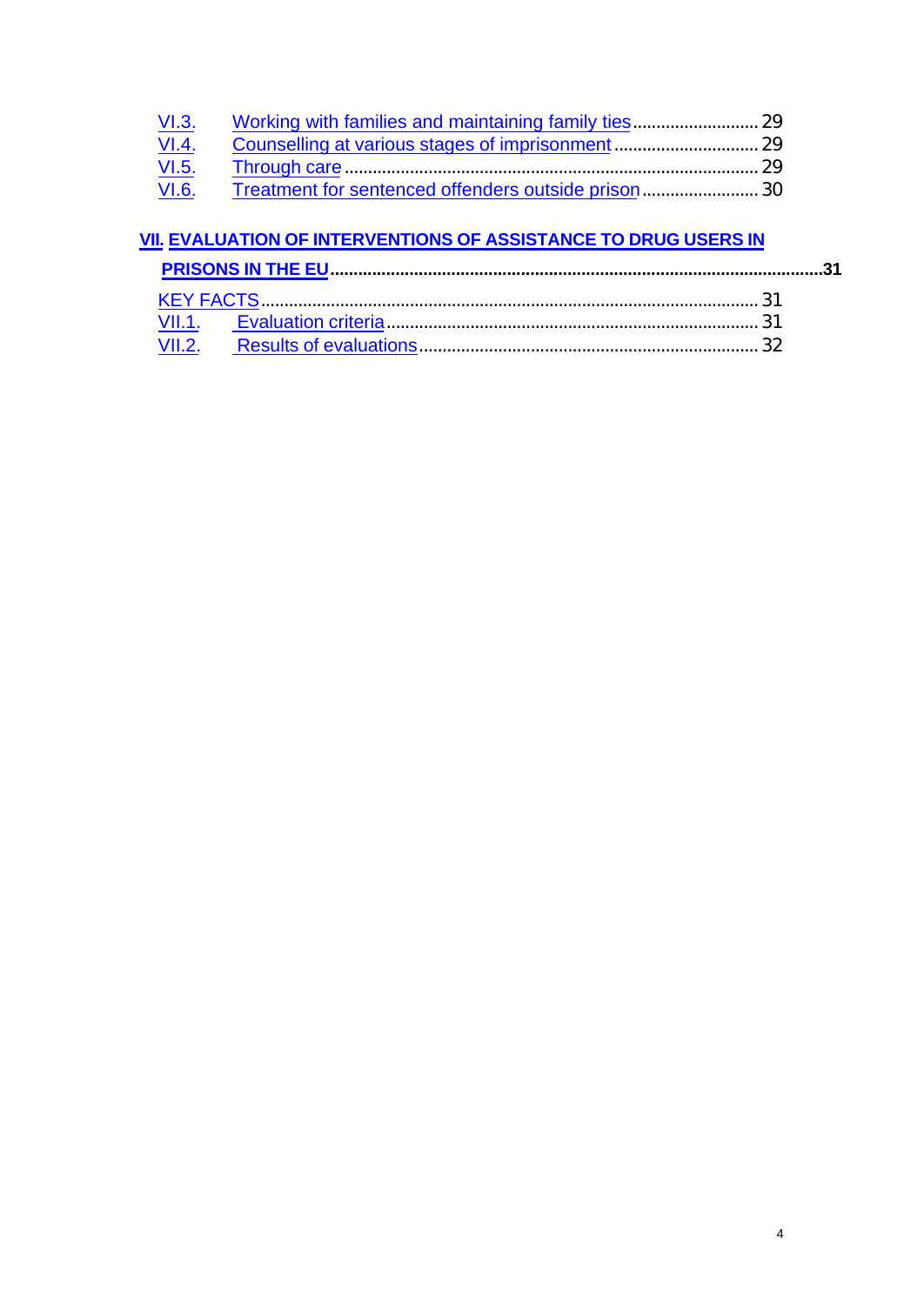VI.3. Working with families and maintaining family ties ........................... 29
VI.4. Counselling at various stages of imprisonment ............................... 29
VI.5. Through care ........................................................................................ 29
VI.6. Treatment for sentenced offenders outside prison ......................... 30

**VII. EVALUATION OF INTERVENTIONS OF ASSISTANCE TO DRUG USERS IN PRISONS IN THE EU ......................................................................................................... 31**

KEY FACTS ........................................................................................................... 31
VII.1. Evaluation criteria ................................................................................ 31
VII.2. Results of evaluations ......................................................................... 32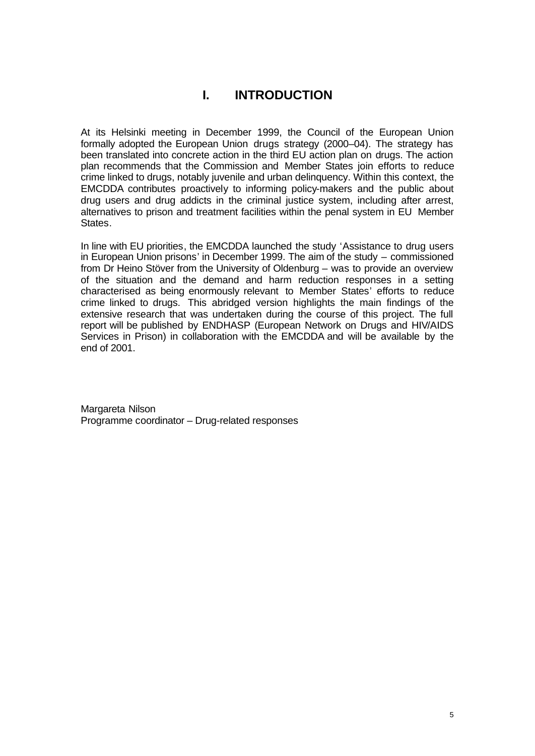# I. INTRODUCTION

At its Helsinki meeting in December 1999, the Council of the European Union formally adopted the European Union drugs strategy (2000–04). The strategy has been translated into concrete action in the third EU action plan on drugs. The action plan recommends that the Commission and Member States join efforts to reduce crime linked to drugs, notably juvenile and urban delinquency. Within this context, the EMCDDA contributes proactively to informing policy-makers and the public about drug users and drug addicts in the criminal justice system, including after arrest, alternatives to prison and treatment facilities within the penal system in EU Member States.

In line with EU priorities, the EMCDDA launched the study 'Assistance to drug users in European Union prisons' in December 1999. The aim of the study – commissioned from Dr Heino Stöver from the University of Oldenburg – was to provide an overview of the situation and the demand and harm reduction responses in a setting characterised as being enormously relevant to Member States' efforts to reduce crime linked to drugs. This abridged version highlights the main findings of the extensive research that was undertaken during the course of this project. The full report will be published by ENDHASP (European Network on Drugs and HIV/AIDS Services in Prison) in collaboration with the EMCDDA and will be available by the end of 2001.

Margareta Nilson
Programme coordinator – Drug-related responses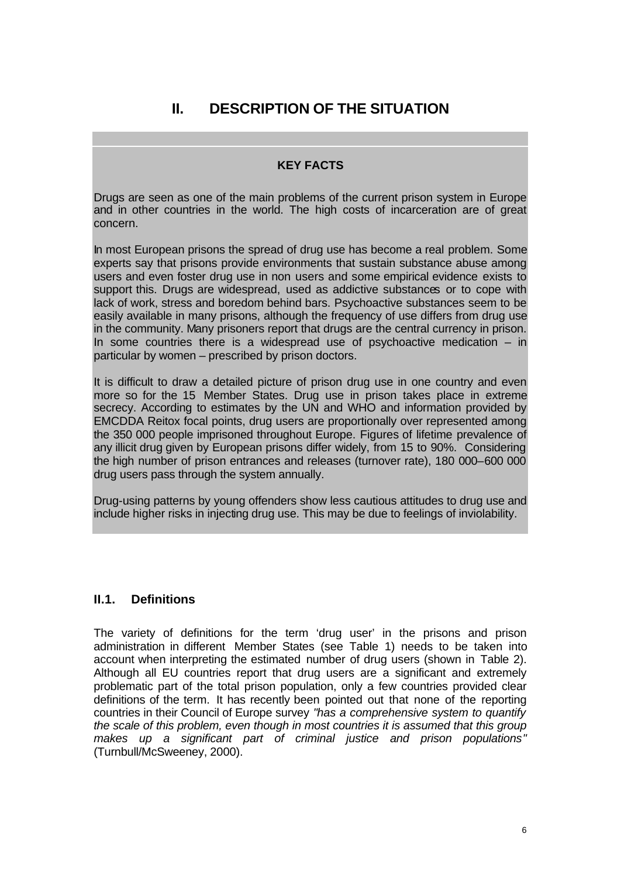# II. DESCRIPTION OF THE SITUATION

**KEY FACTS**

Drugs are seen as one of the main problems of the current prison system in Europe and in other countries in the world. The high costs of incarceration are of great concern.

In most European prisons the spread of drug use has become a real problem. Some experts say that prisons provide environments that sustain substance abuse among users and even foster drug use in non users and some empirical evidence exists to support this. Drugs are widespread, used as addictive substances or to cope with lack of work, stress and boredom behind bars. Psychoactive substances seem to be easily available in many prisons, although the frequency of use differs from drug use in the community. Many prisoners report that drugs are the central currency in prison. In some countries there is a widespread use of psychoactive medication – in particular by women – prescribed by prison doctors.

It is difficult to draw a detailed picture of prison drug use in one country and even more so for the 15 Member States. Drug use in prison takes place in extreme secrecy. According to estimates by the UN and WHO and information provided by EMCDDA Reitox focal points, drug users are proportionally over represented among the 350 000 people imprisoned throughout Europe. Figures of lifetime prevalence of any illicit drug given by European prisons differ widely, from 15 to 90%. Considering the high number of prison entrances and releases (turnover rate), 180 000–600 000 drug users pass through the system annually.

Drug-using patterns by young offenders show less cautious attitudes to drug use and include higher risks in injecting drug use. This may be due to feelings of inviolability.

## II.1. Definitions

The variety of definitions for the term 'drug user' in the prisons and prison administration in different Member States (see Table 1) needs to be taken into account when interpreting the estimated number of drug users (shown in Table 2). Although all EU countries report that drug users are a significant and extremely problematic part of the total prison population, only a few countries provided clear definitions of the term. It has recently been pointed out that none of the reporting countries in their Council of Europe survey *"has a comprehensive system to quantify the scale of this problem, even though in most countries it is assumed that this group makes up a significant part of criminal justice and prison populations"* (Turnbull/McSweeney, 2000).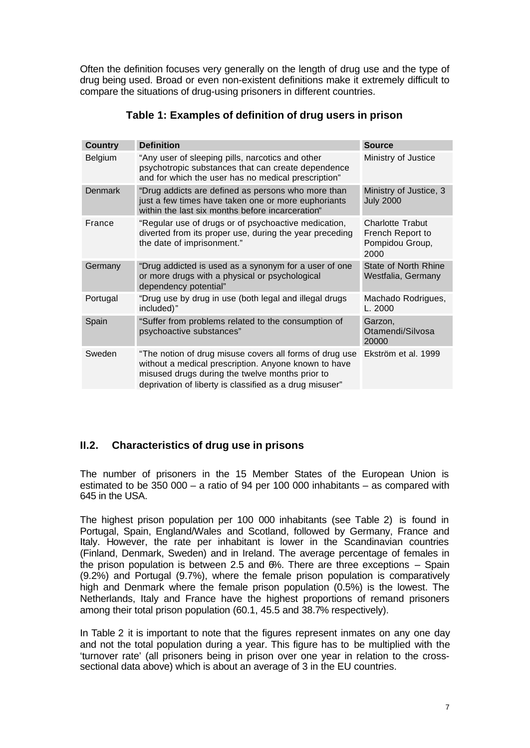Often the definition focuses very generally on the length of drug use and the type of drug being used. Broad or even non-existent definitions make it extremely difficult to compare the situations of drug-using prisoners in different countries.

**Table 1: Examples of definition of drug users in prison**

| Country | Definition | Source |
|---|---|---|
| Belgium | "Any user of sleeping pills, narcotics and other psychotropic substances that can create dependence and for which the user has no medical prescription" | Ministry of Justice |
| Denmark | "Drug addicts are defined as persons who more than just a few times have taken one or more euphoriants within the last six months before incarceration" | Ministry of Justice, 3 July 2000 |
| France | "Regular use of drugs or of psychoactive medication, diverted from its proper use, during the year preceding the date of imprisonment." | Charlotte Trabut French Report to Pompidou Group, 2000 |
| Germany | "Drug addicted is used as a synonym for a user of one or more drugs with a physical or psychological dependency potential" | State of North Rhine Westfalia, Germany |
| Portugal | "Drug use by drug in use (both legal and illegal drugs included)" | Machado Rodrigues, L. 2000 |
| Spain | "Suffer from problems related to the consumption of psychoactive substances" | Garzon, Otamendi/Silvosa 20000 |
| Sweden | "The notion of drug misuse covers all forms of drug use without a medical prescription. Anyone known to have misused drugs during the twelve months prior to deprivation of liberty is classified as a drug misuser" | Ekström et al. 1999 |

## II.2. Characteristics of drug use in prisons

The number of prisoners in the 15 Member States of the European Union is estimated to be 350 000 – a ratio of 94 per 100 000 inhabitants – as compared with 645 in the USA.

The highest prison population per 100 000 inhabitants (see Table 2) is found in Portugal, Spain, England/Wales and Scotland, followed by Germany, France and Italy. However, the rate per inhabitant is lower in the Scandinavian countries (Finland, Denmark, Sweden) and in Ireland. The average percentage of females in the prison population is between 2.5 and 6%. There are three exceptions – Spain (9.2%) and Portugal (9.7%), where the female prison population is comparatively high and Denmark where the female prison population (0.5%) is the lowest. The Netherlands, Italy and France have the highest proportions of remand prisoners among their total prison population (60.1, 45.5 and 38.7% respectively).

In Table 2 it is important to note that the figures represent inmates on any one day and not the total population during a year. This figure has to be multiplied with the 'turnover rate' (all prisoners being in prison over one year in relation to the cross-sectional data above) which is about an average of 3 in the EU countries.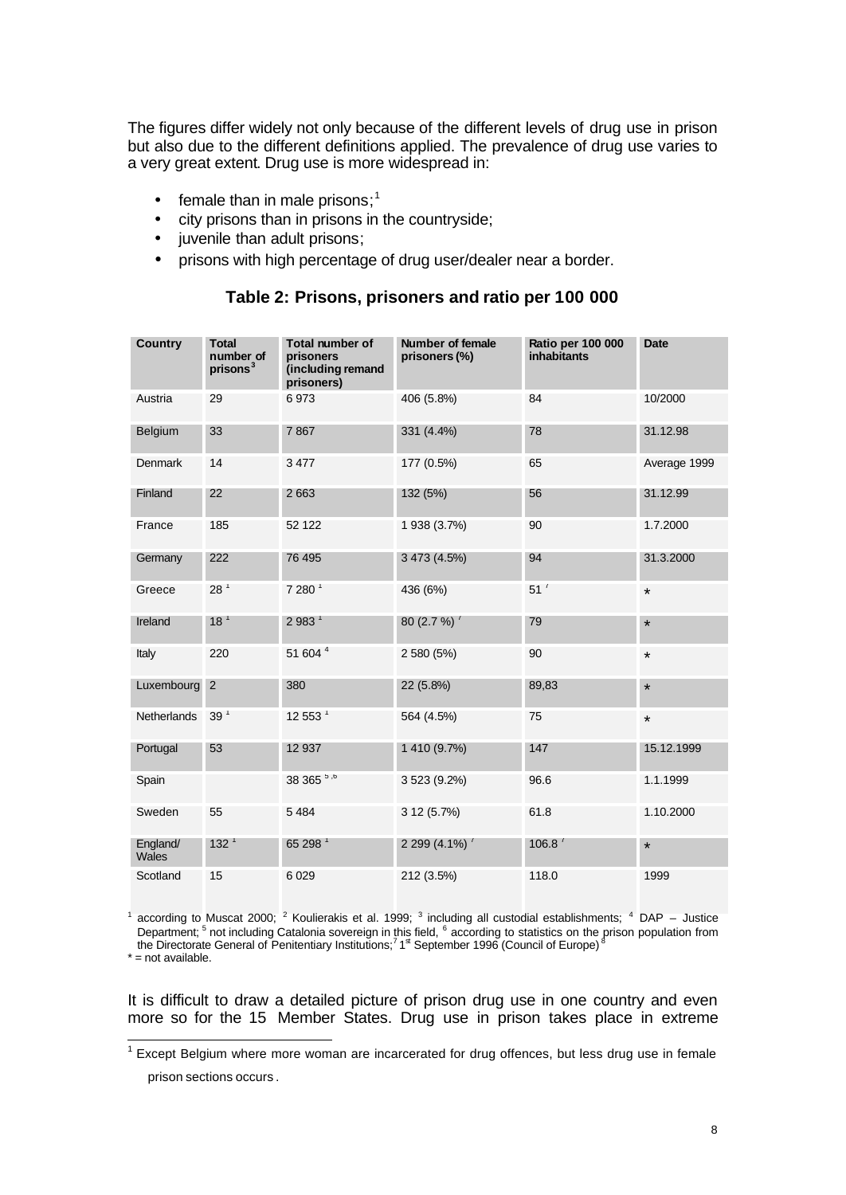The figures differ widely not only because of the different levels of drug use in prison but also due to the different definitions applied. The prevalence of drug use varies to a very great extent. Drug use is more widespread in:

- female than in male prisons;[1]
- city prisons than in prisons in the countryside;
- juvenile than adult prisons;
- prisons with high percentage of drug user/dealer near a border.

### Table 2: Prisons, prisoners and ratio per 100 000

| Country | Total number of prisons[3] | Total number of prisoners (including remand prisoners) | Number of female prisoners (%) | Ratio per 100 000 inhabitants | Date |
|---|---|---|---|---|---|
| Austria | 29 | 6 973 | 406 (5.8%) | 84 | 10/2000 |
| Belgium | 33 | 7 867 | 331 (4.4%) | 78 | 31.12.98 |
| Denmark | 14 | 3 477 | 177 (0.5%) | 65 | Average 1999 |
| Finland | 22 | 2 663 | 132 (5%) | 56 | 31.12.99 |
| France | 185 | 52 122 | 1 938 (3.7%) | 90 | 1.7.2000 |
| Germany | 222 | 76 495 | 3 473 (4.5%) | 94 | 31.3.2000 |
| Greece | 28 [1] | 7 280 [1] | 436 (6%) | 51 [7] | * |
| Ireland | 18 [1] | 2 983 [1] | 80 (2.7 %) [7] | 79 | * |
| Italy | 220 | 51 604 [4] | 2 580 (5%) | 90 | * |
| Luxembourg | 2 | 380 | 22 (5.8%) | 89,83 | * |
| Netherlands | 39 [1] | 12 553 [1] | 564 (4.5%) | 75 | * |
| Portugal | 53 | 12 937 | 1 410 (9.7%) | 147 | 15.12.1999 |
| Spain | | 38 365 [5,6] | 3 523 (9.2%) | 96.6 | 1.1.1999 |
| Sweden | 55 | 5 484 | 3 12 (5.7%) | 61.8 | 1.10.2000 |
| England/ Wales | 132 [1] | 65 298 [1] | 2 299 (4.1%) [7] | 106.8 [7] | * |
| Scotland | 15 | 6 029 | 212 (3.5%) | 118.0 | 1999 |

[1] according to Muscat 2000; [2] Koulierakis et al. 1999; [3] including all custodial establishments; [4] DAP – Justice Department; [5] not including Catalonia sovereign in this field, [6] according to statistics on the prison population from the Directorate General of Penitentiary Institutions;[7] 1st September 1996 (Council of Europe) [8]
* = not available.

It is difficult to draw a detailed picture of prison drug use in one country and even more so for the 15 Member States. Drug use in prison takes place in extreme

[1] Except Belgium where more woman are incarcerated for drug offences, but less drug use in female prison sections occurs.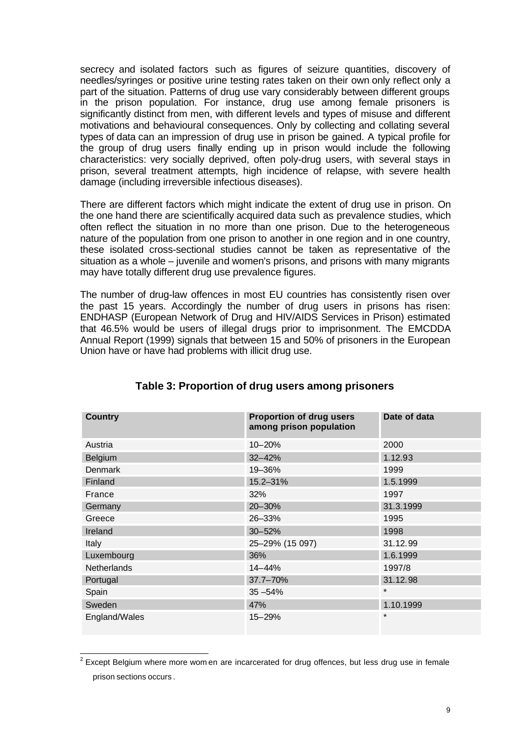secrecy and isolated factors such as figures of seizure quantities, discovery of needles/syringes or positive urine testing rates taken on their own only reflect only a part of the situation. Patterns of drug use vary considerably between different groups in the prison population. For instance, drug use among female prisoners is significantly distinct from men, with different levels and types of misuse and different motivations and behavioural consequences. Only by collecting and collating several types of data can an impression of drug use in prison be gained. A typical profile for the group of drug users finally ending up in prison would include the following characteristics: very socially deprived, often poly-drug users, with several stays in prison, several treatment attempts, high incidence of relapse, with severe health damage (including irreversible infectious diseases).

There are different factors which might indicate the extent of drug use in prison. On the one hand there are scientifically acquired data such as prevalence studies, which often reflect the situation in no more than one prison. Due to the heterogeneous nature of the population from one prison to another in one region and in one country, these isolated cross-sectional studies cannot be taken as representative of the situation as a whole – juvenile and women's prisons, and prisons with many migrants may have totally different drug use prevalence figures.

The number of drug-law offences in most EU countries has consistently risen over the past 15 years. Accordingly the number of drug users in prisons has risen: ENDHASP (European Network of Drug and HIV/AIDS Services in Prison) estimated that 46.5% would be users of illegal drugs prior to imprisonment. The EMCDDA Annual Report (1999) signals that between 15 and 50% of prisoners in the European Union have or have had problems with illicit drug use.

### Table 3: Proportion of drug users among prisoners

| Country | Proportion of drug users among prison population | Date of data |
|---|---|---|
| Austria | 10–20% | 2000 |
| Belgium | 32–42% | 1.12.93 |
| Denmark | 19–36% | 1999 |
| Finland | 15.2–31% | 1.5.1999 |
| France | 32% | 1997 |
| Germany | 20–30% | 31.3.1999 |
| Greece | 26–33% | 1995 |
| Ireland | 30–52% | 1998 |
| Italy | 25–29% (15 097) | 31.12.99 |
| Luxembourg | 36% | 1.6.1999 |
| Netherlands | 14–44% | 1997/8 |
| Portugal | 37.7–70% | 31.12.98 |
| Spain | 35 –54% | * |
| Sweden | 47% | 1.10.1999 |
| England/Wales | 15–29% | * |

[2] Except Belgium where more women are incarcerated for drug offences, but less drug use in female prison sections occurs.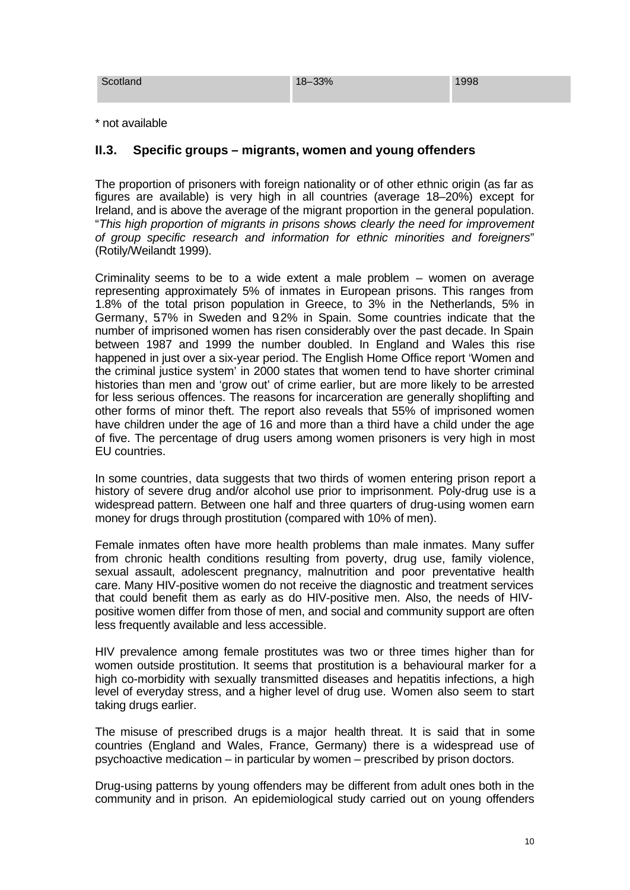| Scotland | 18–33% | 1998 |
|---|---|---|

\* not available

## II.3. Specific groups – migrants, women and young offenders

The proportion of prisoners with foreign nationality or of other ethnic origin (as far as figures are available) is very high in all countries (average 18–20%) except for Ireland, and is above the average of the migrant proportion in the general population. "*This high proportion of migrants in prisons shows clearly the need for improvement of group specific research and information for ethnic minorities and foreigners*" (Rotily/Weilandt 1999).

Criminality seems to be to a wide extent a male problem – women on average representing approximately 5% of inmates in European prisons. This ranges from 1.8% of the total prison population in Greece, to 3% in the Netherlands, 5% in Germany, 5.7% in Sweden and 9.2% in Spain. Some countries indicate that the number of imprisoned women has risen considerably over the past decade. In Spain between 1987 and 1999 the number doubled. In England and Wales this rise happened in just over a six-year period. The English Home Office report 'Women and the criminal justice system' in 2000 states that women tend to have shorter criminal histories than men and 'grow out' of crime earlier, but are more likely to be arrested for less serious offences. The reasons for incarceration are generally shoplifting and other forms of minor theft. The report also reveals that 55% of imprisoned women have children under the age of 16 and more than a third have a child under the age of five. The percentage of drug users among women prisoners is very high in most EU countries.

In some countries, data suggests that two thirds of women entering prison report a history of severe drug and/or alcohol use prior to imprisonment. Poly-drug use is a widespread pattern. Between one half and three quarters of drug-using women earn money for drugs through prostitution (compared with 10% of men).

Female inmates often have more health problems than male inmates. Many suffer from chronic health conditions resulting from poverty, drug use, family violence, sexual assault, adolescent pregnancy, malnutrition and poor preventative health care. Many HIV-positive women do not receive the diagnostic and treatment services that could benefit them as early as do HIV-positive men. Also, the needs of HIV-positive women differ from those of men, and social and community support are often less frequently available and less accessible.

HIV prevalence among female prostitutes was two or three times higher than for women outside prostitution. It seems that prostitution is a behavioural marker for a high co-morbidity with sexually transmitted diseases and hepatitis infections, a high level of everyday stress, and a higher level of drug use. Women also seem to start taking drugs earlier.

The misuse of prescribed drugs is a major health threat. It is said that in some countries (England and Wales, France, Germany) there is a widespread use of psychoactive medication – in particular by women – prescribed by prison doctors.

Drug-using patterns by young offenders may be different from adult ones both in the community and in prison. An epidemiological study carried out on young offenders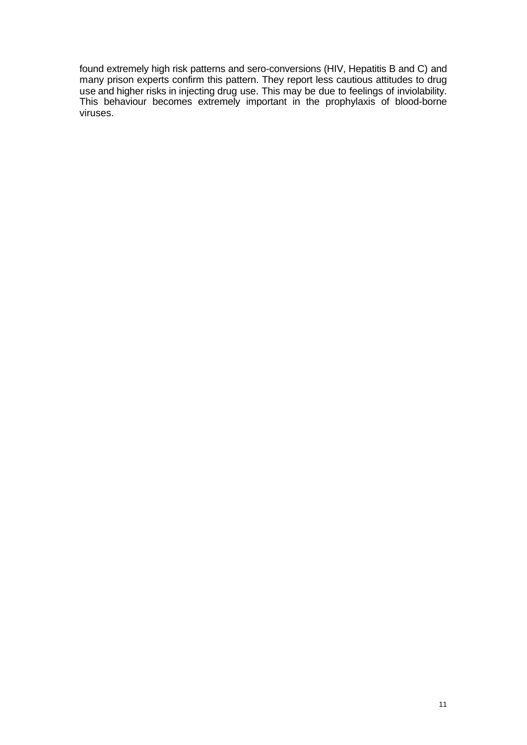found extremely high risk patterns and sero-conversions (HIV, Hepatitis B and C) and many prison experts confirm this pattern. They report less cautious attitudes to drug use and higher risks in injecting drug use. This may be due to feelings of inviolability. This behaviour becomes extremely important in the prophylaxis of blood-borne viruses.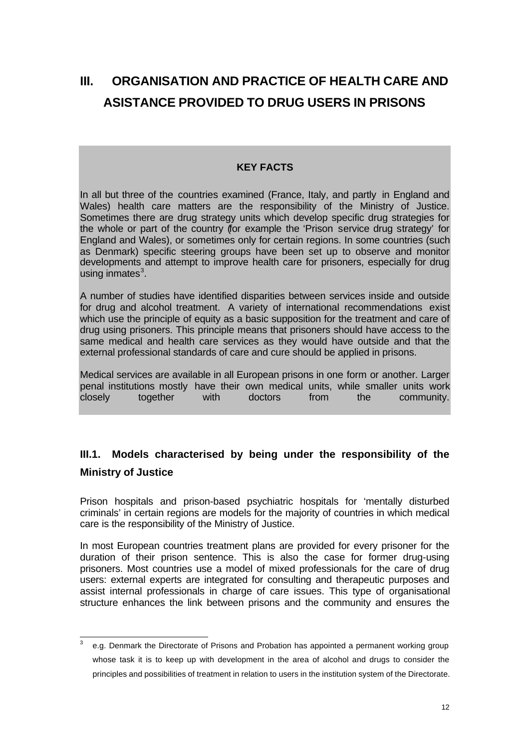# III. ORGANISATION AND PRACTICE OF HEALTH CARE AND ASISTANCE PROVIDED TO DRUG USERS IN PRISONS

**KEY FACTS**

In all but three of the countries examined (France, Italy, and partly in England and Wales) health care matters are the responsibility of the Ministry of Justice. Sometimes there are drug strategy units which develop specific drug strategies for the whole or part of the country (for example the 'Prison service drug strategy' for England and Wales), or sometimes only for certain regions. In some countries (such as Denmark) specific steering groups have been set up to observe and monitor developments and attempt to improve health care for prisoners, especially for drug using inmates[3].

A number of studies have identified disparities between services inside and outside for drug and alcohol treatment. A variety of international recommendations exist which use the principle of equity as a basic supposition for the treatment and care of drug using prisoners. This principle means that prisoners should have access to the same medical and health care services as they would have outside and that the external professional standards of care and cure should be applied in prisons.

Medical services are available in all European prisons in one form or another. Larger penal institutions mostly have their own medical units, while smaller units work closely together with doctors from the community.

## III.1. Models characterised by being under the responsibility of the Ministry of Justice

Prison hospitals and prison-based psychiatric hospitals for 'mentally disturbed criminals' in certain regions are models for the majority of countries in which medical care is the responsibility of the Ministry of Justice.

In most European countries treatment plans are provided for every prisoner for the duration of their prison sentence. This is also the case for former drug-using prisoners. Most countries use a model of mixed professionals for the care of drug users: external experts are integrated for consulting and therapeutic purposes and assist internal professionals in charge of care issues. This type of organisational structure enhances the link between prisons and the community and ensures the

---

[3] e.g. Denmark the Directorate of Prisons and Probation has appointed a permanent working group whose task it is to keep up with development in the area of alcohol and drugs to consider the principles and possibilities of treatment in relation to users in the institution system of the Directorate.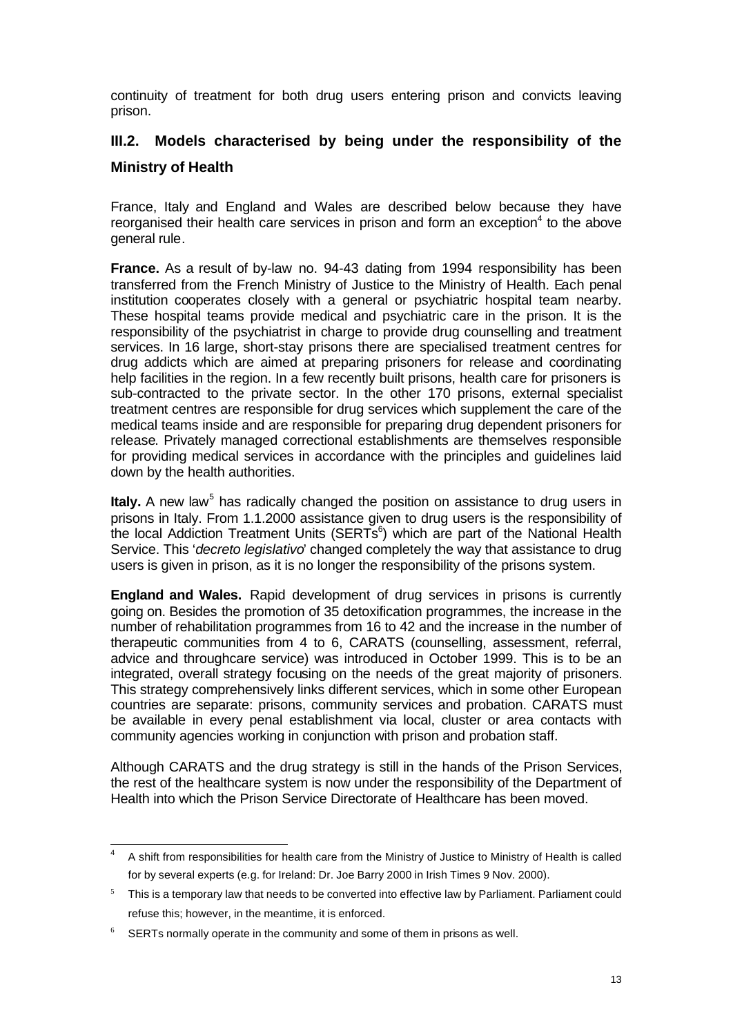continuity of treatment for both drug users entering prison and convicts leaving prison.

## III.2. Models characterised by being under the responsibility of the Ministry of Health

France, Italy and England and Wales are described below because they have reorganised their health care services in prison and form an exception[4] to the above general rule.

**France.** As a result of by-law no. 94-43 dating from 1994 responsibility has been transferred from the French Ministry of Justice to the Ministry of Health. Each penal institution cooperates closely with a general or psychiatric hospital team nearby. These hospital teams provide medical and psychiatric care in the prison. It is the responsibility of the psychiatrist in charge to provide drug counselling and treatment services. In 16 large, short-stay prisons there are specialised treatment centres for drug addicts which are aimed at preparing prisoners for release and coordinating help facilities in the region. In a few recently built prisons, health care for prisoners is sub-contracted to the private sector. In the other 170 prisons, external specialist treatment centres are responsible for drug services which supplement the care of the medical teams inside and are responsible for preparing drug dependent prisoners for release. Privately managed correctional establishments are themselves responsible for providing medical services in accordance with the principles and guidelines laid down by the health authorities.

**Italy.** A new law[5] has radically changed the position on assistance to drug users in prisons in Italy. From 1.1.2000 assistance given to drug users is the responsibility of the local Addiction Treatment Units (SERTs[6]) which are part of the National Health Service. This '*decreto legislativo*' changed completely the way that assistance to drug users is given in prison, as it is no longer the responsibility of the prisons system.

**England and Wales.** Rapid development of drug services in prisons is currently going on. Besides the promotion of 35 detoxification programmes, the increase in the number of rehabilitation programmes from 16 to 42 and the increase in the number of therapeutic communities from 4 to 6, CARATS (counselling, assessment, referral, advice and throughcare service) was introduced in October 1999. This is to be an integrated, overall strategy focusing on the needs of the great majority of prisoners. This strategy comprehensively links different services, which in some other European countries are separate: prisons, community services and probation. CARATS must be available in every penal establishment via local, cluster or area contacts with community agencies working in conjunction with prison and probation staff.

Although CARATS and the drug strategy is still in the hands of the Prison Services, the rest of the healthcare system is now under the responsibility of the Department of Health into which the Prison Service Directorate of Healthcare has been moved.

---

[4] A shift from responsibilities for health care from the Ministry of Justice to Ministry of Health is called for by several experts (e.g. for Ireland: Dr. Joe Barry 2000 in Irish Times 9 Nov. 2000).

[5] This is a temporary law that needs to be converted into effective law by Parliament. Parliament could refuse this; however, in the meantime, it is enforced.

[6] SERTs normally operate in the community and some of them in prisons as well.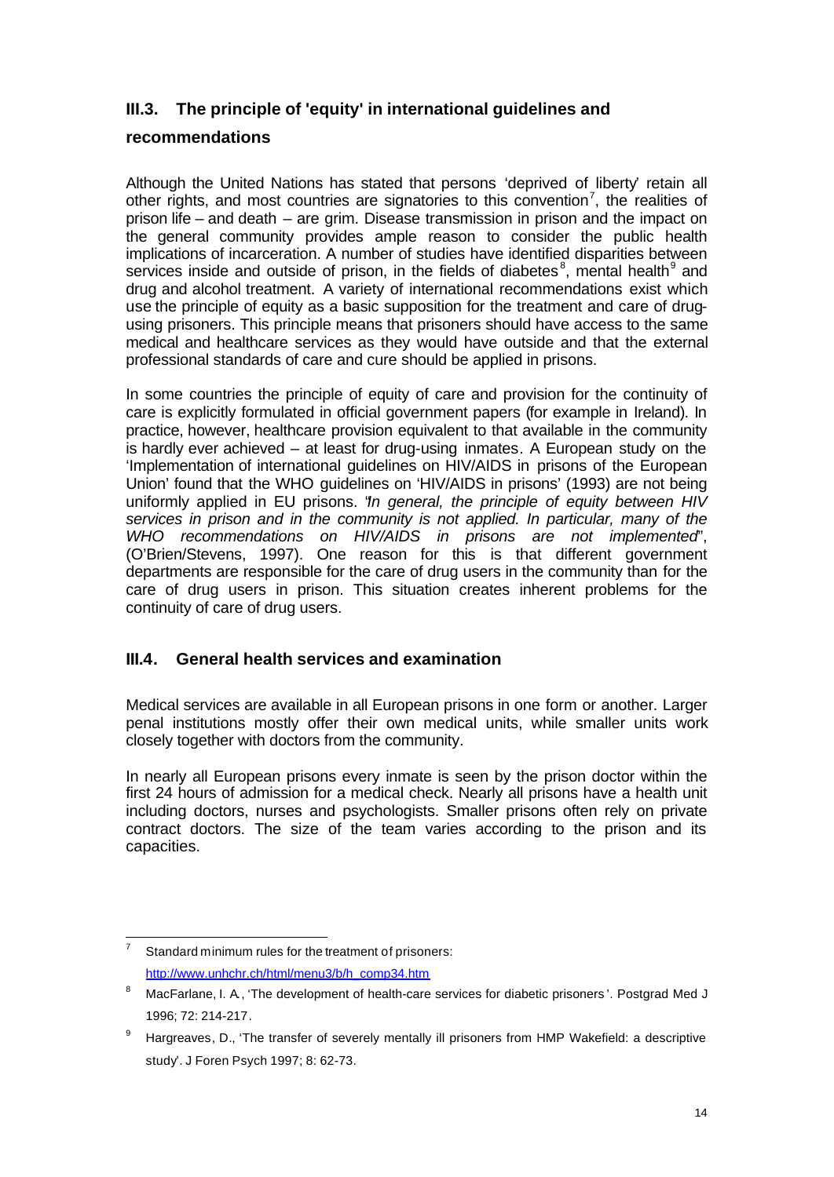## III.3. The principle of 'equity' in international guidelines and recommendations

Although the United Nations has stated that persons 'deprived of liberty' retain all other rights, and most countries are signatories to this convention[7], the realities of prison life – and death – are grim. Disease transmission in prison and the impact on the general community provides ample reason to consider the public health implications of incarceration. A number of studies have identified disparities between services inside and outside of prison, in the fields of diabetes[8], mental health[9] and drug and alcohol treatment. A variety of international recommendations exist which use the principle of equity as a basic supposition for the treatment and care of drug-using prisoners. This principle means that prisoners should have access to the same medical and healthcare services as they would have outside and that the external professional standards of care and cure should be applied in prisons.

In some countries the principle of equity of care and provision for the continuity of care is explicitly formulated in official government papers (for example in Ireland). In practice, however, healthcare provision equivalent to that available in the community is hardly ever achieved – at least for drug-using inmates. A European study on the 'Implementation of international guidelines on HIV/AIDS in prisons of the European Union' found that the WHO guidelines on 'HIV/AIDS in prisons' (1993) are not being uniformly applied in EU prisons. "*In general, the principle of equity between HIV services in prison and in the community is not applied. In particular, many of the WHO recommendations on HIV/AIDS in prisons are not implemented*", (O'Brien/Stevens, 1997). One reason for this is that different government departments are responsible for the care of drug users in the community than for the care of drug users in prison. This situation creates inherent problems for the continuity of care of drug users.

## III.4. General health services and examination

Medical services are available in all European prisons in one form or another. Larger penal institutions mostly offer their own medical units, while smaller units work closely together with doctors from the community.

In nearly all European prisons every inmate is seen by the prison doctor within the first 24 hours of admission for a medical check. Nearly all prisons have a health unit including doctors, nurses and psychologists. Smaller prisons often rely on private contract doctors. The size of the team varies according to the prison and its capacities.

---

[7] Standard minimum rules for the treatment of prisoners: http://www.unhchr.ch/html/menu3/b/h_comp34.htm

[8] MacFarlane, I. A., 'The development of health-care services for diabetic prisoners'. Postgrad Med J 1996; 72: 214-217.

[9] Hargreaves, D., 'The transfer of severely mentally ill prisoners from HMP Wakefield: a descriptive study'. J Foren Psych 1997; 8: 62-73.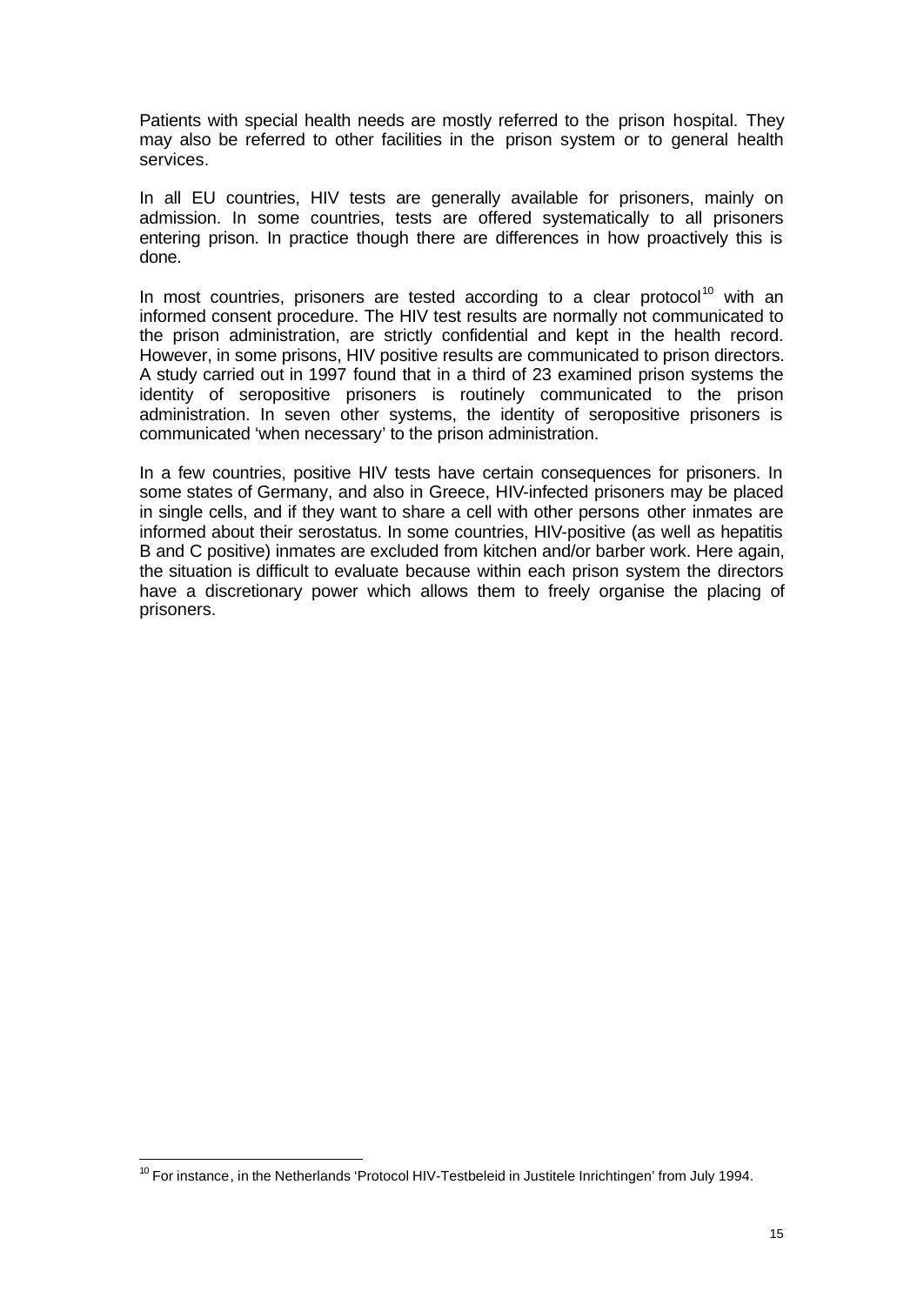Patients with special health needs are mostly referred to the prison hospital. They may also be referred to other facilities in the prison system or to general health services.

In all EU countries, HIV tests are generally available for prisoners, mainly on admission. In some countries, tests are offered systematically to all prisoners entering prison. In practice though there are differences in how proactively this is done.

In most countries, prisoners are tested according to a clear protocol[10] with an informed consent procedure. The HIV test results are normally not communicated to the prison administration, are strictly confidential and kept in the health record. However, in some prisons, HIV positive results are communicated to prison directors. A study carried out in 1997 found that in a third of 23 examined prison systems the identity of seropositive prisoners is routinely communicated to the prison administration. In seven other systems, the identity of seropositive prisoners is communicated 'when necessary' to the prison administration.

In a few countries, positive HIV tests have certain consequences for prisoners. In some states of Germany, and also in Greece, HIV-infected prisoners may be placed in single cells, and if they want to share a cell with other persons other inmates are informed about their serostatus. In some countries, HIV-positive (as well as hepatitis B and C positive) inmates are excluded from kitchen and/or barber work. Here again, the situation is difficult to evaluate because within each prison system the directors have a discretionary power which allows them to freely organise the placing of prisoners.

[10] For instance, in the Netherlands 'Protocol HIV-Testbeleid in Justitele Inrichtingen' from July 1994.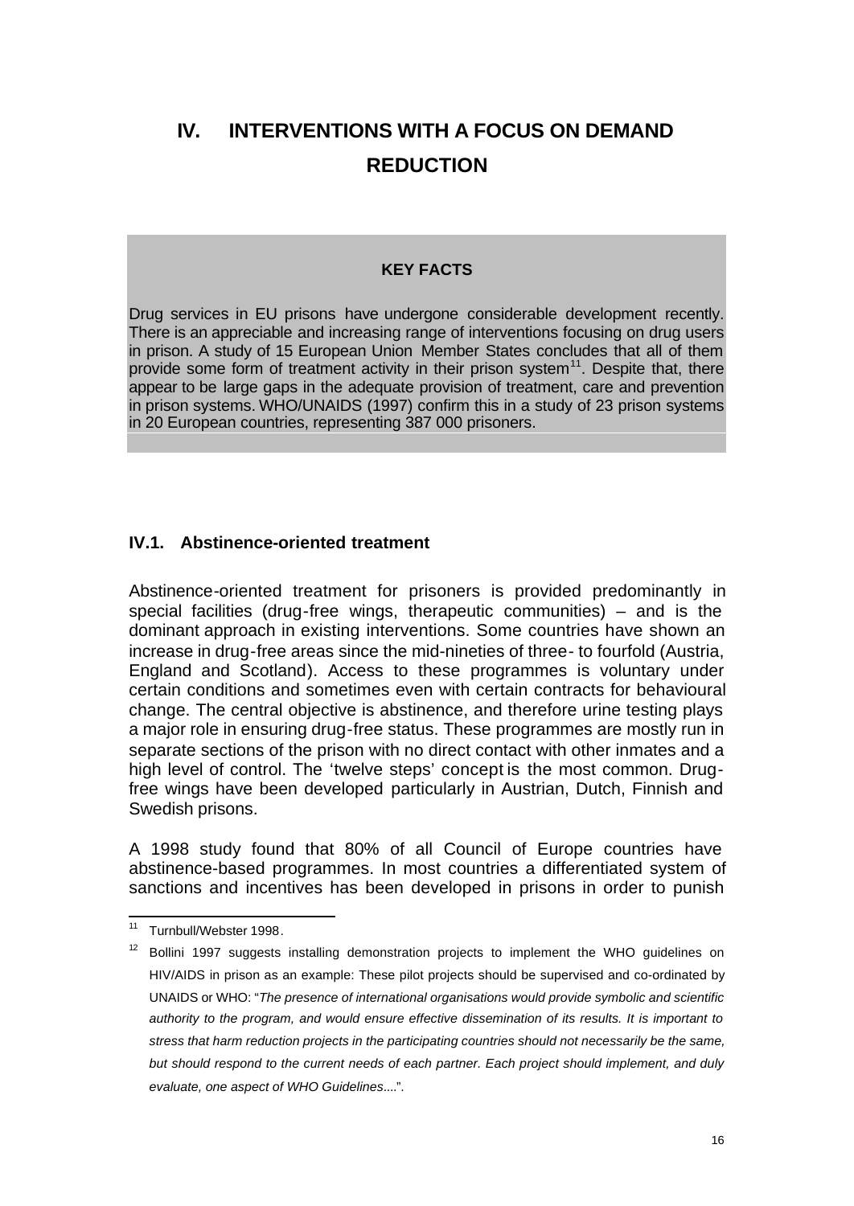# IV. INTERVENTIONS WITH A FOCUS ON DEMAND REDUCTION

**KEY FACTS**

Drug services in EU prisons have undergone considerable development recently. There is an appreciable and increasing range of interventions focusing on drug users in prison. A study of 15 European Union Member States concludes that all of them provide some form of treatment activity in their prison system[11]. Despite that, there appear to be large gaps in the adequate provision of treatment, care and prevention in prison systems. WHO/UNAIDS (1997) confirm this in a study of 23 prison systems in 20 European countries, representing 387 000 prisoners.

## IV.1. Abstinence-oriented treatment

Abstinence-oriented treatment for prisoners is provided predominantly in special facilities (drug-free wings, therapeutic communities) – and is the dominant approach in existing interventions. Some countries have shown an increase in drug-free areas since the mid-nineties of three- to fourfold (Austria, England and Scotland). Access to these programmes is voluntary under certain conditions and sometimes even with certain contracts for behavioural change. The central objective is abstinence, and therefore urine testing plays a major role in ensuring drug-free status. These programmes are mostly run in separate sections of the prison with no direct contact with other inmates and a high level of control. The 'twelve steps' concept is the most common. Drug-free wings have been developed particularly in Austrian, Dutch, Finnish and Swedish prisons.

A 1998 study found that 80% of all Council of Europe countries have abstinence-based programmes. In most countries a differentiated system of sanctions and incentives has been developed in prisons in order to punish

---

[11] Turnbull/Webster 1998.

[12] Bollini 1997 suggests installing demonstration projects to implement the WHO guidelines on HIV/AIDS in prison as an example: These pilot projects should be supervised and co-ordinated by UNAIDS or WHO: "*The presence of international organisations would provide symbolic and scientific authority to the program, and would ensure effective dissemination of its results. It is important to stress that harm reduction projects in the participating countries should not necessarily be the same, but should respond to the current needs of each partner. Each project should implement, and duly evaluate, one aspect of WHO Guidelines*....".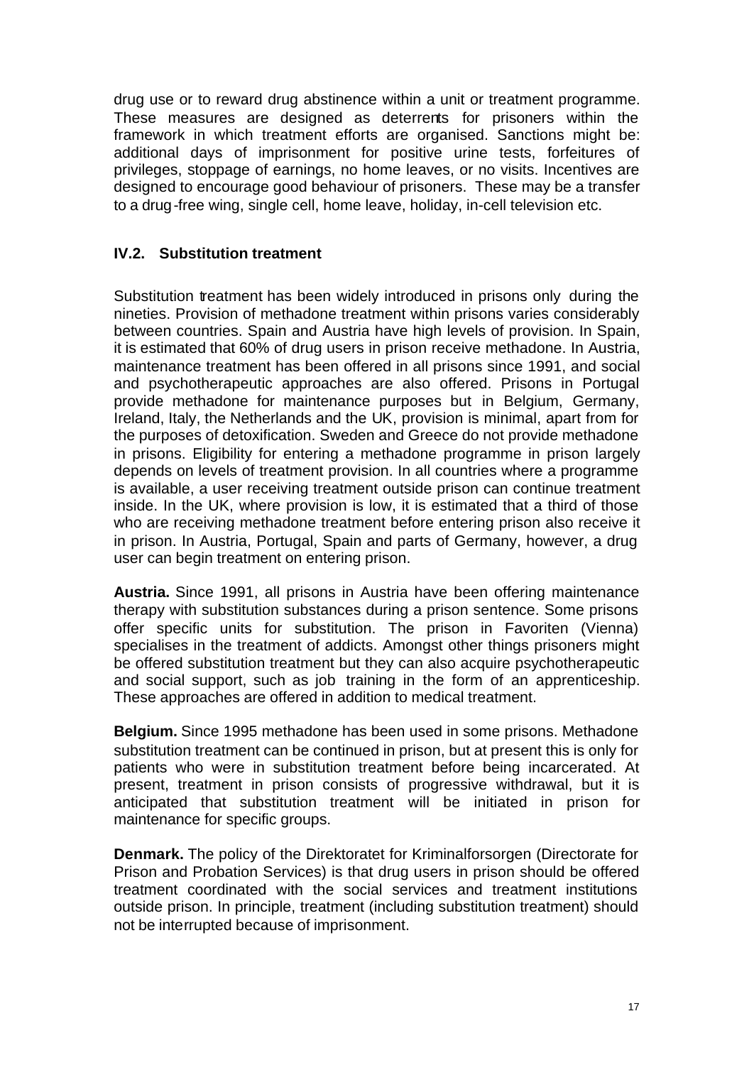drug use or to reward drug abstinence within a unit or treatment programme. These measures are designed as deterrents for prisoners within the framework in which treatment efforts are organised. Sanctions might be: additional days of imprisonment for positive urine tests, forfeitures of privileges, stoppage of earnings, no home leaves, or no visits. Incentives are designed to encourage good behaviour of prisoners. These may be a transfer to a drug-free wing, single cell, home leave, holiday, in-cell television etc.

### IV.2. Substitution treatment

Substitution treatment has been widely introduced in prisons only during the nineties. Provision of methadone treatment within prisons varies considerably between countries. Spain and Austria have high levels of provision. In Spain, it is estimated that 60% of drug users in prison receive methadone. In Austria, maintenance treatment has been offered in all prisons since 1991, and social and psychotherapeutic approaches are also offered. Prisons in Portugal provide methadone for maintenance purposes but in Belgium, Germany, Ireland, Italy, the Netherlands and the UK, provision is minimal, apart from for the purposes of detoxification. Sweden and Greece do not provide methadone in prisons. Eligibility for entering a methadone programme in prison largely depends on levels of treatment provision. In all countries where a programme is available, a user receiving treatment outside prison can continue treatment inside. In the UK, where provision is low, it is estimated that a third of those who are receiving methadone treatment before entering prison also receive it in prison. In Austria, Portugal, Spain and parts of Germany, however, a drug user can begin treatment on entering prison.

**Austria.** Since 1991, all prisons in Austria have been offering maintenance therapy with substitution substances during a prison sentence. Some prisons offer specific units for substitution. The prison in Favoriten (Vienna) specialises in the treatment of addicts. Amongst other things prisoners might be offered substitution treatment but they can also acquire psychotherapeutic and social support, such as job training in the form of an apprenticeship. These approaches are offered in addition to medical treatment.

**Belgium.** Since 1995 methadone has been used in some prisons. Methadone substitution treatment can be continued in prison, but at present this is only for patients who were in substitution treatment before being incarcerated. At present, treatment in prison consists of progressive withdrawal, but it is anticipated that substitution treatment will be initiated in prison for maintenance for specific groups.

**Denmark.** The policy of the Direktoratet for Kriminalforsorgen (Directorate for Prison and Probation Services) is that drug users in prison should be offered treatment coordinated with the social services and treatment institutions outside prison. In principle, treatment (including substitution treatment) should not be interrupted because of imprisonment.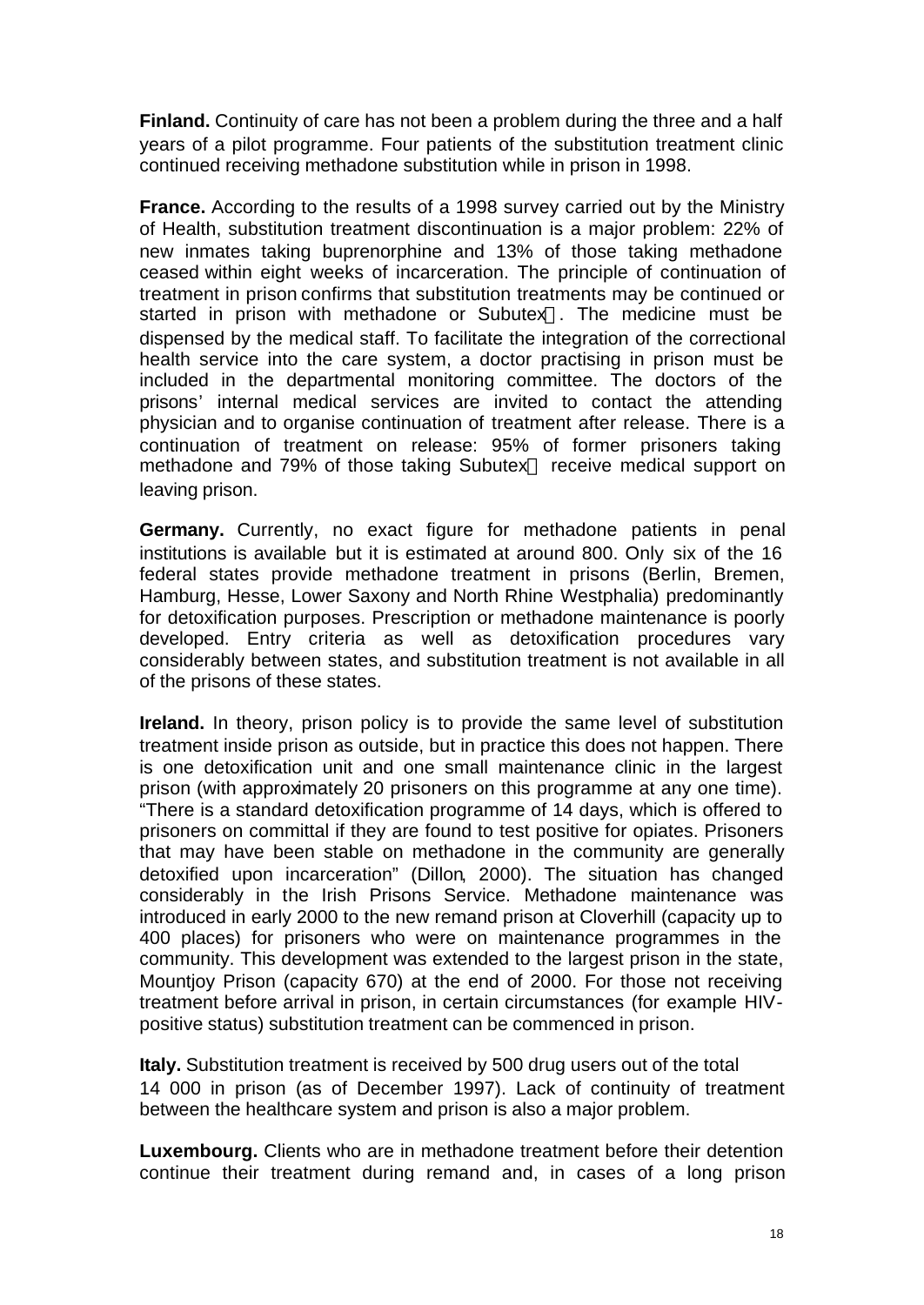**Finland.** Continuity of care has not been a problem during the three and a half years of a pilot programme. Four patients of the substitution treatment clinic continued receiving methadone substitution while in prison in 1998.

**France.** According to the results of a 1998 survey carried out by the Ministry of Health, substitution treatment discontinuation is a major problem: 22% of new inmates taking buprenorphine and 13% of those taking methadone ceased within eight weeks of incarceration. The principle of continuation of treatment in prison confirms that substitution treatments may be continued or started in prison with methadone or Subutex®. The medicine must be dispensed by the medical staff. To facilitate the integration of the correctional health service into the care system, a doctor practising in prison must be included in the departmental monitoring committee. The doctors of the prisons' internal medical services are invited to contact the attending physician and to organise continuation of treatment after release. There is a continuation of treatment on release: 95% of former prisoners taking methadone and 79% of those taking Subutex® receive medical support on leaving prison.

**Germany.** Currently, no exact figure for methadone patients in penal institutions is available but it is estimated at around 800. Only six of the 16 federal states provide methadone treatment in prisons (Berlin, Bremen, Hamburg, Hesse, Lower Saxony and North Rhine Westphalia) predominantly for detoxification purposes. Prescription or methadone maintenance is poorly developed. Entry criteria as well as detoxification procedures vary considerably between states, and substitution treatment is not available in all of the prisons of these states.

**Ireland.** In theory, prison policy is to provide the same level of substitution treatment inside prison as outside, but in practice this does not happen. There is one detoxification unit and one small maintenance clinic in the largest prison (with approximately 20 prisoners on this programme at any one time). "There is a standard detoxification programme of 14 days, which is offered to prisoners on committal if they are found to test positive for opiates. Prisoners that may have been stable on methadone in the community are generally detoxified upon incarceration" (Dillon, 2000). The situation has changed considerably in the Irish Prisons Service. Methadone maintenance was introduced in early 2000 to the new remand prison at Cloverhill (capacity up to 400 places) for prisoners who were on maintenance programmes in the community. This development was extended to the largest prison in the state, Mountjoy Prison (capacity 670) at the end of 2000. For those not receiving treatment before arrival in prison, in certain circumstances (for example HIV-positive status) substitution treatment can be commenced in prison.

**Italy.** Substitution treatment is received by 500 drug users out of the total 14 000 in prison (as of December 1997). Lack of continuity of treatment between the healthcare system and prison is also a major problem.

**Luxembourg.** Clients who are in methadone treatment before their detention continue their treatment during remand and, in cases of a long prison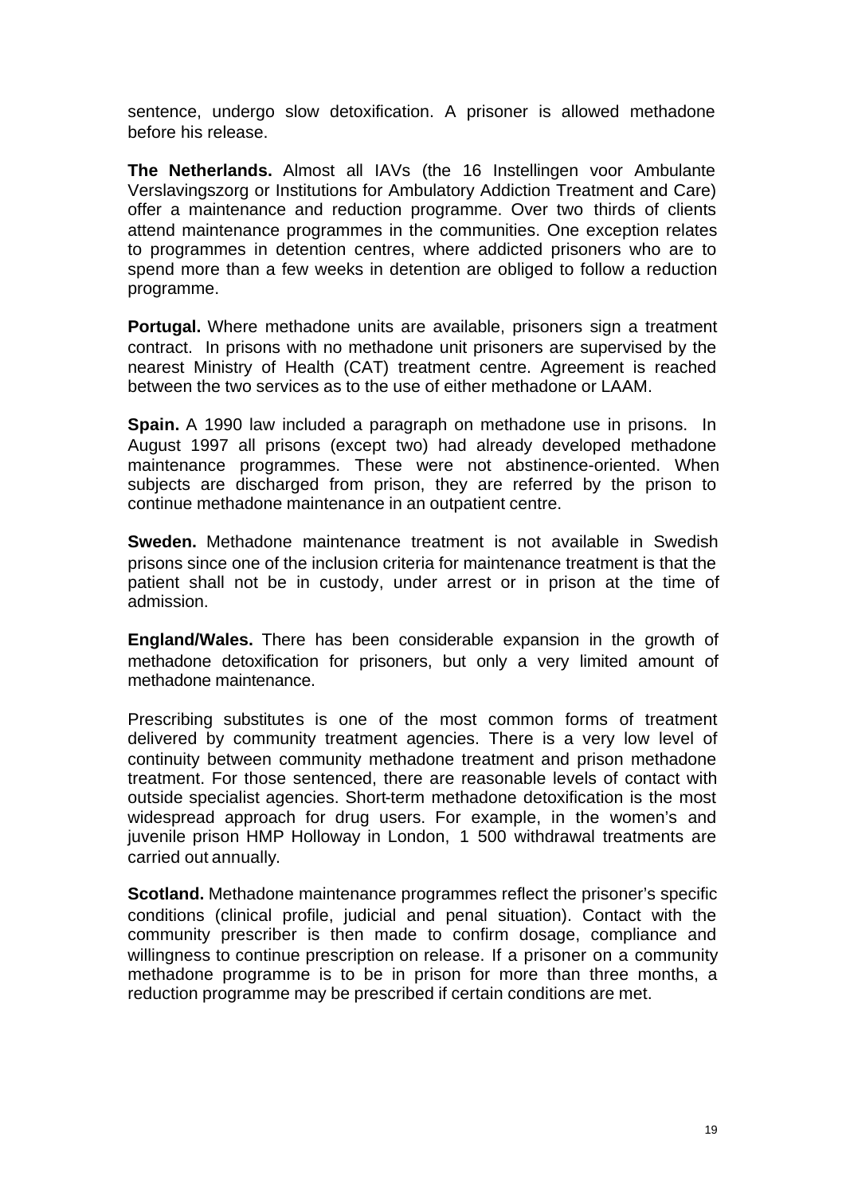sentence, undergo slow detoxification. A prisoner is allowed methadone before his release.

**The Netherlands.** Almost all IAVs (the 16 Instellingen voor Ambulante Verslavingszorg or Institutions for Ambulatory Addiction Treatment and Care) offer a maintenance and reduction programme. Over two thirds of clients attend maintenance programmes in the communities. One exception relates to programmes in detention centres, where addicted prisoners who are to spend more than a few weeks in detention are obliged to follow a reduction programme.

**Portugal.** Where methadone units are available, prisoners sign a treatment contract. In prisons with no methadone unit prisoners are supervised by the nearest Ministry of Health (CAT) treatment centre. Agreement is reached between the two services as to the use of either methadone or LAAM.

**Spain.** A 1990 law included a paragraph on methadone use in prisons. In August 1997 all prisons (except two) had already developed methadone maintenance programmes. These were not abstinence-oriented. When subjects are discharged from prison, they are referred by the prison to continue methadone maintenance in an outpatient centre.

**Sweden.** Methadone maintenance treatment is not available in Swedish prisons since one of the inclusion criteria for maintenance treatment is that the patient shall not be in custody, under arrest or in prison at the time of admission.

**England/Wales.** There has been considerable expansion in the growth of methadone detoxification for prisoners, but only a very limited amount of methadone maintenance.

Prescribing substitutes is one of the most common forms of treatment delivered by community treatment agencies. There is a very low level of continuity between community methadone treatment and prison methadone treatment. For those sentenced, there are reasonable levels of contact with outside specialist agencies. Short-term methadone detoxification is the most widespread approach for drug users. For example, in the women's and juvenile prison HMP Holloway in London, 1 500 withdrawal treatments are carried out annually.

**Scotland.** Methadone maintenance programmes reflect the prisoner's specific conditions (clinical profile, judicial and penal situation). Contact with the community prescriber is then made to confirm dosage, compliance and willingness to continue prescription on release. If a prisoner on a community methadone programme is to be in prison for more than three months, a reduction programme may be prescribed if certain conditions are met.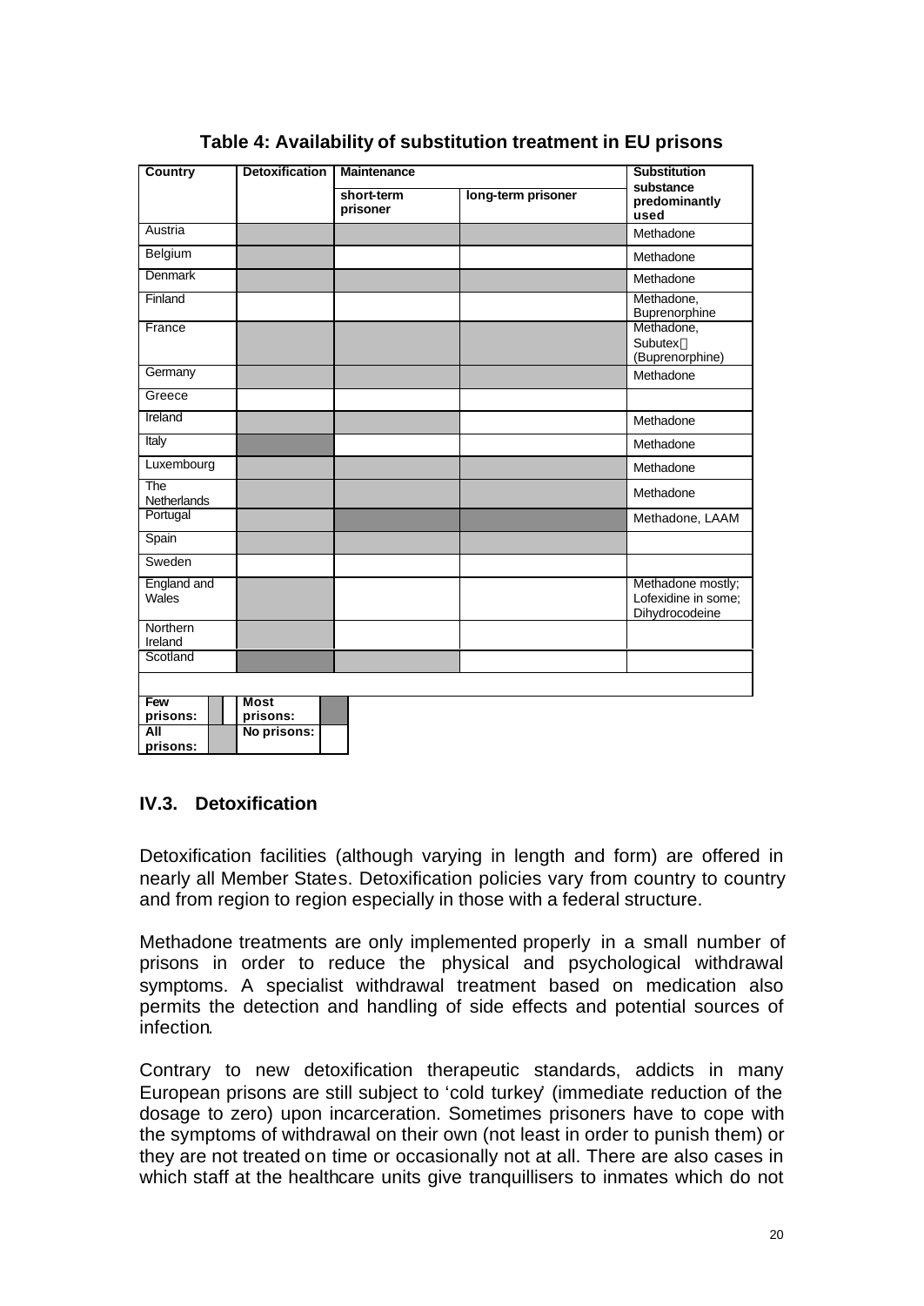**Table 4: Availability of substitution treatment in EU prisons**

| Country | Detoxification | Maintenance | | Substitution substance predominantly used |
|---|---|---|---|---|
| | | short-term prisoner | long-term prisoner | |
| Austria | All prisons | All prisons | All prisons | Methadone |
| Belgium | All prisons | No prisons | No prisons | Methadone |
| Denmark | All prisons | All prisons | All prisons | Methadone |
| Finland | No prisons | No prisons | No prisons | Methadone, Buprenorphine |
| France | All prisons | All prisons | All prisons | Methadone, Subutex® (Buprenorphine) |
| Germany | All prisons | All prisons | All prisons | Methadone |
| Greece | No prisons | No prisons | No prisons | |
| Ireland | All prisons | All prisons | No prisons | Methadone |
| Italy | Most prisons | No prisons | No prisons | Methadone |
| Luxembourg | All prisons | All prisons | All prisons | Methadone |
| The Netherlands | All prisons | All prisons | All prisons | Methadone |
| Portugal | All prisons | Most prisons | Most prisons | Methadone, LAAM |
| Spain | All prisons | All prisons | All prisons | |
| Sweden | No prisons | No prisons | No prisons | |
| England and Wales | All prisons | No prisons | No prisons | Methadone mostly; Lofexidine in some; Dihydrocodeine |
| Northern Ireland | All prisons | No prisons | No prisons | |
| Scotland | Most prisons | All prisons | No prisons | |

Legend: Few prisons; Most prisons; All prisons; No prisons (indicated by shading in the original table).

## IV.3. Detoxification

Detoxification facilities (although varying in length and form) are offered in nearly all Member States. Detoxification policies vary from country to country and from region to region especially in those with a federal structure.

Methadone treatments are only implemented properly in a small number of prisons in order to reduce the physical and psychological withdrawal symptoms. A specialist withdrawal treatment based on medication also permits the detection and handling of side effects and potential sources of infection.

Contrary to new detoxification therapeutic standards, addicts in many European prisons are still subject to 'cold turkey' (immediate reduction of the dosage to zero) upon incarceration. Sometimes prisoners have to cope with the symptoms of withdrawal on their own (not least in order to punish them) or they are not treated on time or occasionally not at all. There are also cases in which staff at the healthcare units give tranquillisers to inmates which do not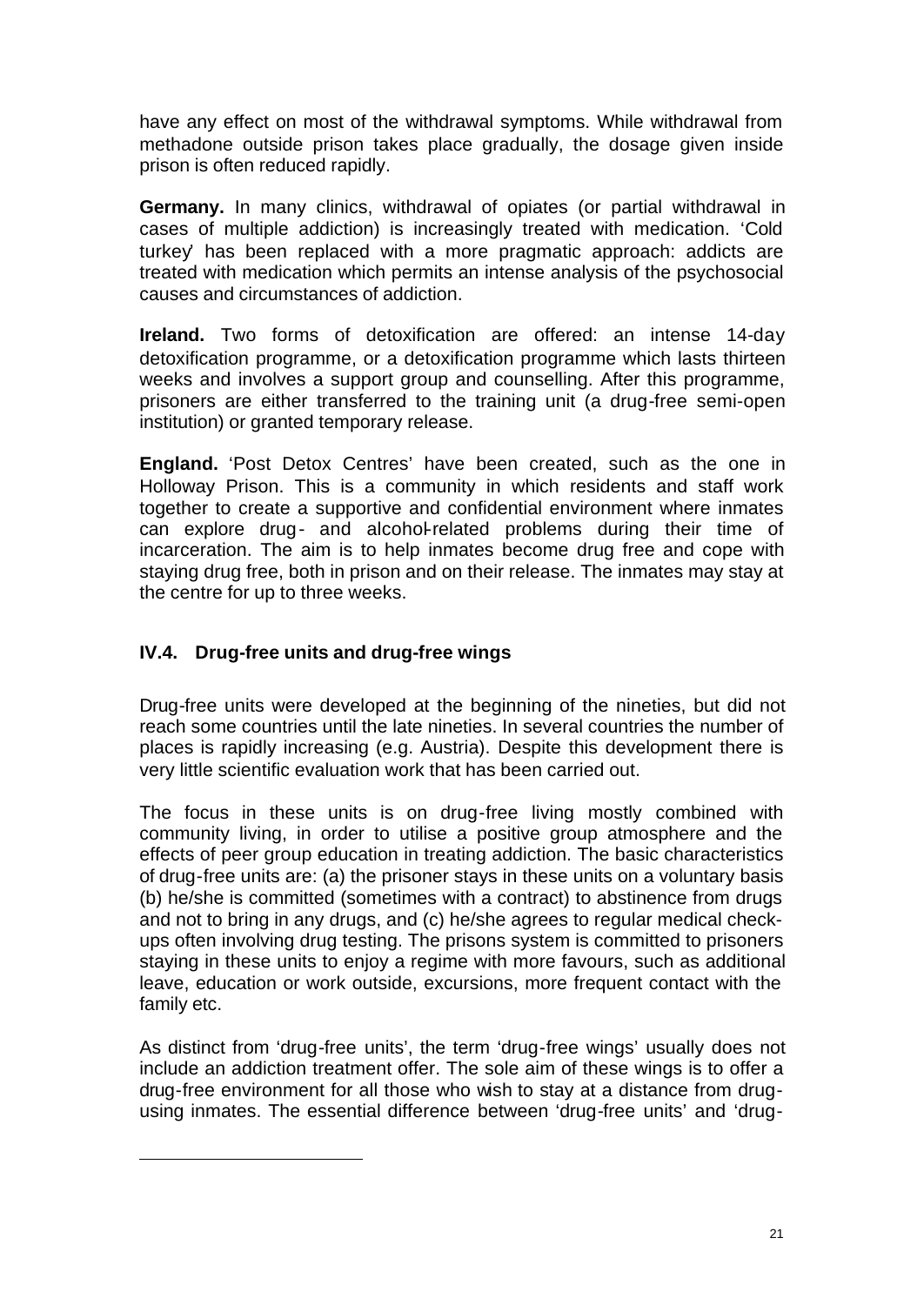have any effect on most of the withdrawal symptoms. While withdrawal from methadone outside prison takes place gradually, the dosage given inside prison is often reduced rapidly.

**Germany.** In many clinics, withdrawal of opiates (or partial withdrawal in cases of multiple addiction) is increasingly treated with medication. 'Cold turkey' has been replaced with a more pragmatic approach: addicts are treated with medication which permits an intense analysis of the psychosocial causes and circumstances of addiction.

**Ireland.** Two forms of detoxification are offered: an intense 14-day detoxification programme, or a detoxification programme which lasts thirteen weeks and involves a support group and counselling. After this programme, prisoners are either transferred to the training unit (a drug-free semi-open institution) or granted temporary release.

**England.** 'Post Detox Centres' have been created, such as the one in Holloway Prison. This is a community in which residents and staff work together to create a supportive and confidential environment where inmates can explore drug- and alcohol-related problems during their time of incarceration. The aim is to help inmates become drug free and cope with staying drug free, both in prison and on their release. The inmates may stay at the centre for up to three weeks.

### IV.4. Drug-free units and drug-free wings

Drug-free units were developed at the beginning of the nineties, but did not reach some countries until the late nineties. In several countries the number of places is rapidly increasing (e.g. Austria). Despite this development there is very little scientific evaluation work that has been carried out.

The focus in these units is on drug-free living mostly combined with community living, in order to utilise a positive group atmosphere and the effects of peer group education in treating addiction. The basic characteristics of drug-free units are: (a) the prisoner stays in these units on a voluntary basis (b) he/she is committed (sometimes with a contract) to abstinence from drugs and not to bring in any drugs, and (c) he/she agrees to regular medical check-ups often involving drug testing. The prisons system is committed to prisoners staying in these units to enjoy a regime with more favours, such as additional leave, education or work outside, excursions, more frequent contact with the family etc.

As distinct from 'drug-free units', the term 'drug-free wings' usually does not include an addiction treatment offer. The sole aim of these wings is to offer a drug-free environment for all those who wish to stay at a distance from drug-using inmates. The essential difference between 'drug-free units' and 'drug-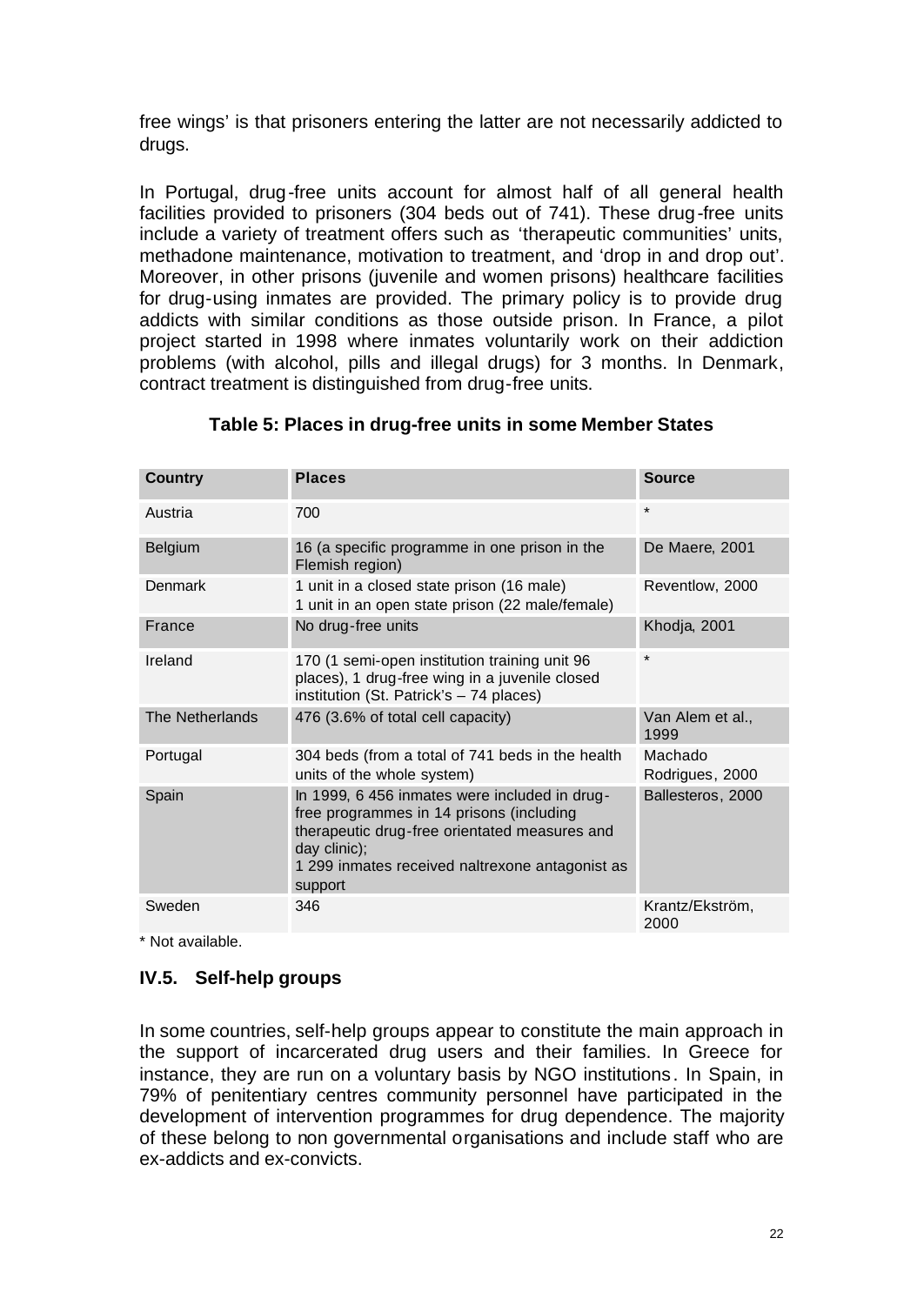free wings' is that prisoners entering the latter are not necessarily addicted to drugs.

In Portugal, drug-free units account for almost half of all general health facilities provided to prisoners (304 beds out of 741). These drug-free units include a variety of treatment offers such as 'therapeutic communities' units, methadone maintenance, motivation to treatment, and 'drop in and drop out'. Moreover, in other prisons (juvenile and women prisons) healthcare facilities for drug-using inmates are provided. The primary policy is to provide drug addicts with similar conditions as those outside prison. In France, a pilot project started in 1998 where inmates voluntarily work on their addiction problems (with alcohol, pills and illegal drugs) for 3 months. In Denmark, contract treatment is distinguished from drug-free units.

**Table 5: Places in drug-free units in some Member States**

| Country | Places | Source |
|---|---|---|
| Austria | 700 | * |
| Belgium | 16 (a specific programme in one prison in the Flemish region) | De Maere, 2001 |
| Denmark | 1 unit in a closed state prison (16 male)<br>1 unit in an open state prison (22 male/female) | Reventlow, 2000 |
| France | No drug-free units | Khodja, 2001 |
| Ireland | 170 (1 semi-open institution training unit 96 places), 1 drug-free wing in a juvenile closed institution (St. Patrick's – 74 places) | * |
| The Netherlands | 476 (3.6% of total cell capacity) | Van Alem et al., 1999 |
| Portugal | 304 beds (from a total of 741 beds in the health units of the whole system) | Machado Rodrigues, 2000 |
| Spain | In 1999, 6 456 inmates were included in drug-free programmes in 14 prisons (including therapeutic drug-free orientated measures and day clinic);<br>1 299 inmates received naltrexone antagonist as support | Ballesteros, 2000 |
| Sweden | 346 | Krantz/Ekström, 2000 |

* Not available.

## IV.5. Self-help groups

In some countries, self-help groups appear to constitute the main approach in the support of incarcerated drug users and their families. In Greece for instance, they are run on a voluntary basis by NGO institutions. In Spain, in 79% of penitentiary centres community personnel have participated in the development of intervention programmes for drug dependence. The majority of these belong to non governmental organisations and include staff who are ex-addicts and ex-convicts.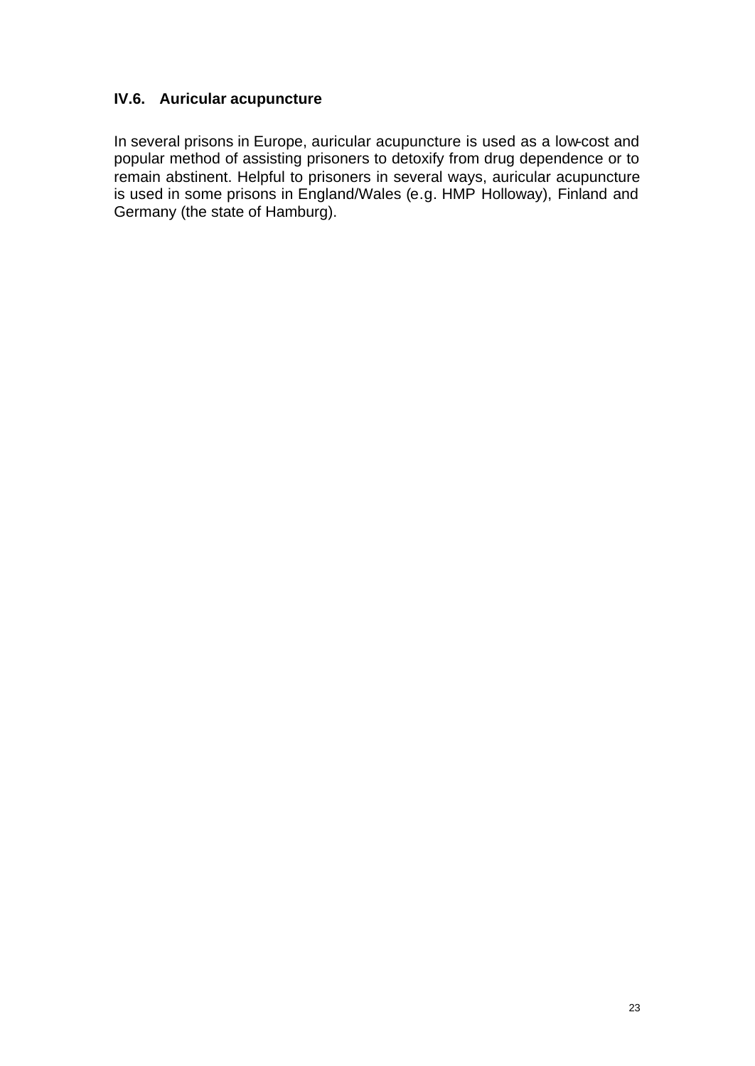## IV.6. Auricular acupuncture

In several prisons in Europe, auricular acupuncture is used as a low-cost and popular method of assisting prisoners to detoxify from drug dependence or to remain abstinent. Helpful to prisoners in several ways, auricular acupuncture is used in some prisons in England/Wales (e.g. HMP Holloway), Finland and Germany (the state of Hamburg).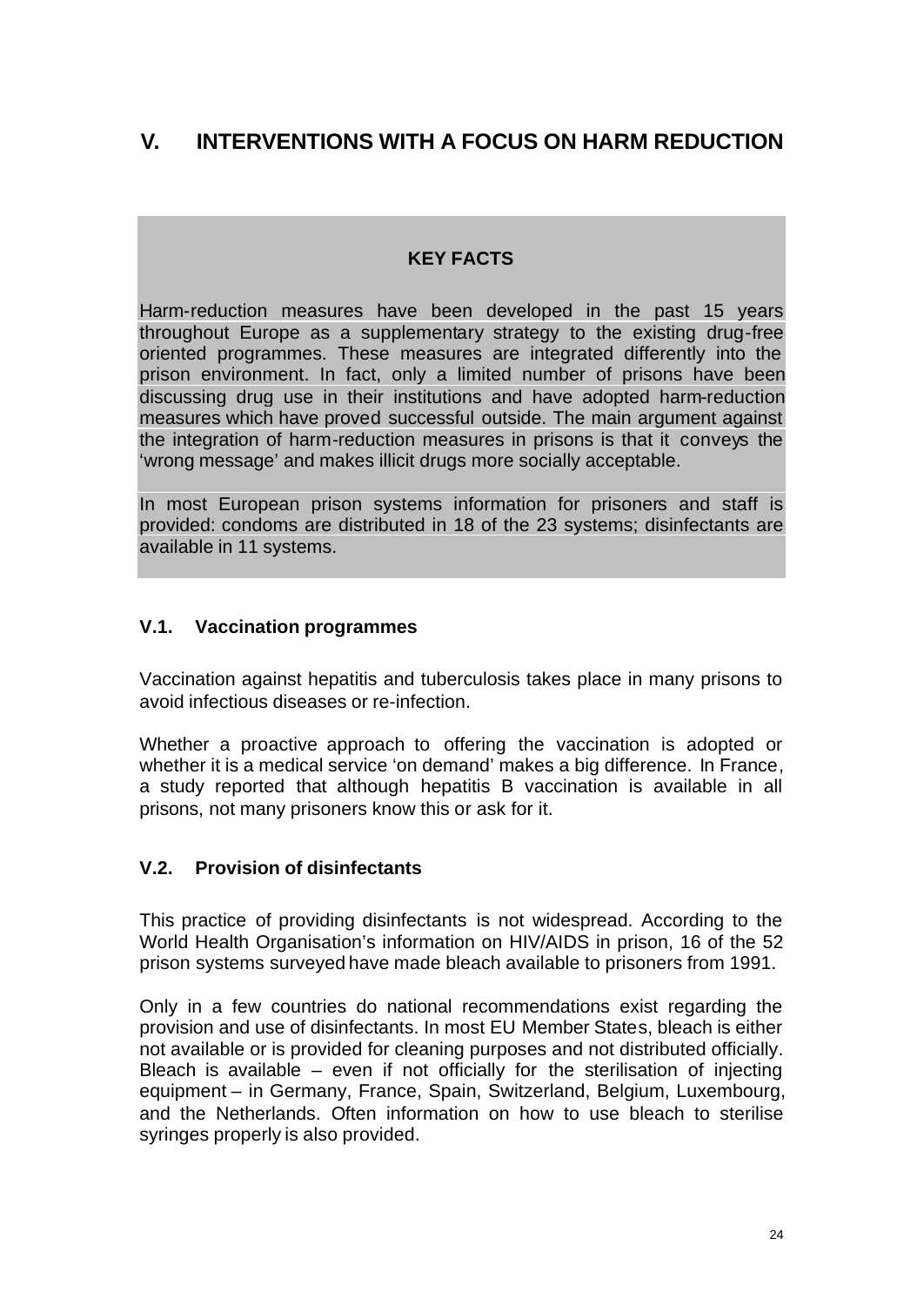# V. INTERVENTIONS WITH A FOCUS ON HARM REDUCTION

**KEY FACTS**

Harm-reduction measures have been developed in the past 15 years throughout Europe as a supplementary strategy to the existing drug-free oriented programmes. These measures are integrated differently into the prison environment. In fact, only a limited number of prisons have been discussing drug use in their institutions and have adopted harm-reduction measures which have proved successful outside. The main argument against the integration of harm-reduction measures in prisons is that it conveys the 'wrong message' and makes illicit drugs more socially acceptable.

In most European prison systems information for prisoners and staff is provided: condoms are distributed in 18 of the 23 systems; disinfectants are available in 11 systems.

## V.1. Vaccination programmes

Vaccination against hepatitis and tuberculosis takes place in many prisons to avoid infectious diseases or re-infection.

Whether a proactive approach to offering the vaccination is adopted or whether it is a medical service 'on demand' makes a big difference. In France, a study reported that although hepatitis B vaccination is available in all prisons, not many prisoners know this or ask for it.

## V.2. Provision of disinfectants

This practice of providing disinfectants is not widespread. According to the World Health Organisation's information on HIV/AIDS in prison, 16 of the 52 prison systems surveyed have made bleach available to prisoners from 1991.

Only in a few countries do national recommendations exist regarding the provision and use of disinfectants. In most EU Member States, bleach is either not available or is provided for cleaning purposes and not distributed officially. Bleach is available – even if not officially for the sterilisation of injecting equipment – in Germany, France, Spain, Switzerland, Belgium, Luxembourg, and the Netherlands. Often information on how to use bleach to sterilise syringes properly is also provided.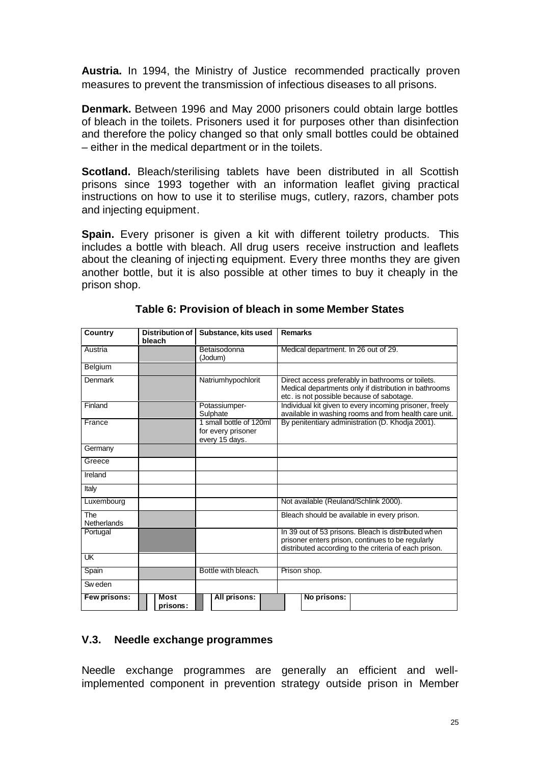**Austria.** In 1994, the Ministry of Justice recommended practically proven measures to prevent the transmission of infectious diseases to all prisons.

**Denmark.** Between 1996 and May 2000 prisoners could obtain large bottles of bleach in the toilets. Prisoners used it for purposes other than disinfection and therefore the policy changed so that only small bottles could be obtained – either in the medical department or in the toilets.

**Scotland.** Bleach/sterilising tablets have been distributed in all Scottish prisons since 1993 together with an information leaflet giving practical instructions on how to use it to sterilise mugs, cutlery, razors, chamber pots and injecting equipment.

**Spain.** Every prisoner is given a kit with different toiletry products. This includes a bottle with bleach. All drug users receive instruction and leaflets about the cleaning of injecting equipment. Every three months they are given another bottle, but it is also possible at other times to buy it cheaply in the prison shop.

**Table 6: Provision of bleach in some Member States**

| Country | Distribution of bleach | Substance, kits used | Remarks |
|---|---|---|---|
| Austria | | Betaisodonna (Jodum) | Medical department. In 26 out of 29. |
| Belgium | | | |
| Denmark | | Natriumhypochlorit | Direct access preferably in bathrooms or toilets. Medical departments only if distribution in bathrooms etc. is not possible because of sabotage. |
| Finland | | Potassiumper-Sulphate | Individual kit given to every incoming prisoner, freely available in washing rooms and from health care unit. |
| France | | 1 small bottle of 120ml for every prisoner every 15 days. | By penitentiary administration (D. Khodja 2001). |
| Germany | | | |
| Greece | | | |
| Ireland | | | |
| Italy | | | |
| Luxembourg | | | Not available (Reuland/Schlink 2000). |
| The Netherlands | | | Bleach should be available in every prison. |
| Portugal | | | In 39 out of 53 prisons. Bleach is distributed when prisoner enters prison, continues to be regularly distributed according to the criteria of each prison. |
| UK | | | |
| Spain | | Bottle with bleach. | Prison shop. |
| Sweden | | | |
| **Few prisons:** | **Most prisons:** | **All prisons:** | **No prisons:** |

### V.3. Needle exchange programmes

Needle exchange programmes are generally an efficient and well-implemented component in prevention strategy outside prison in Member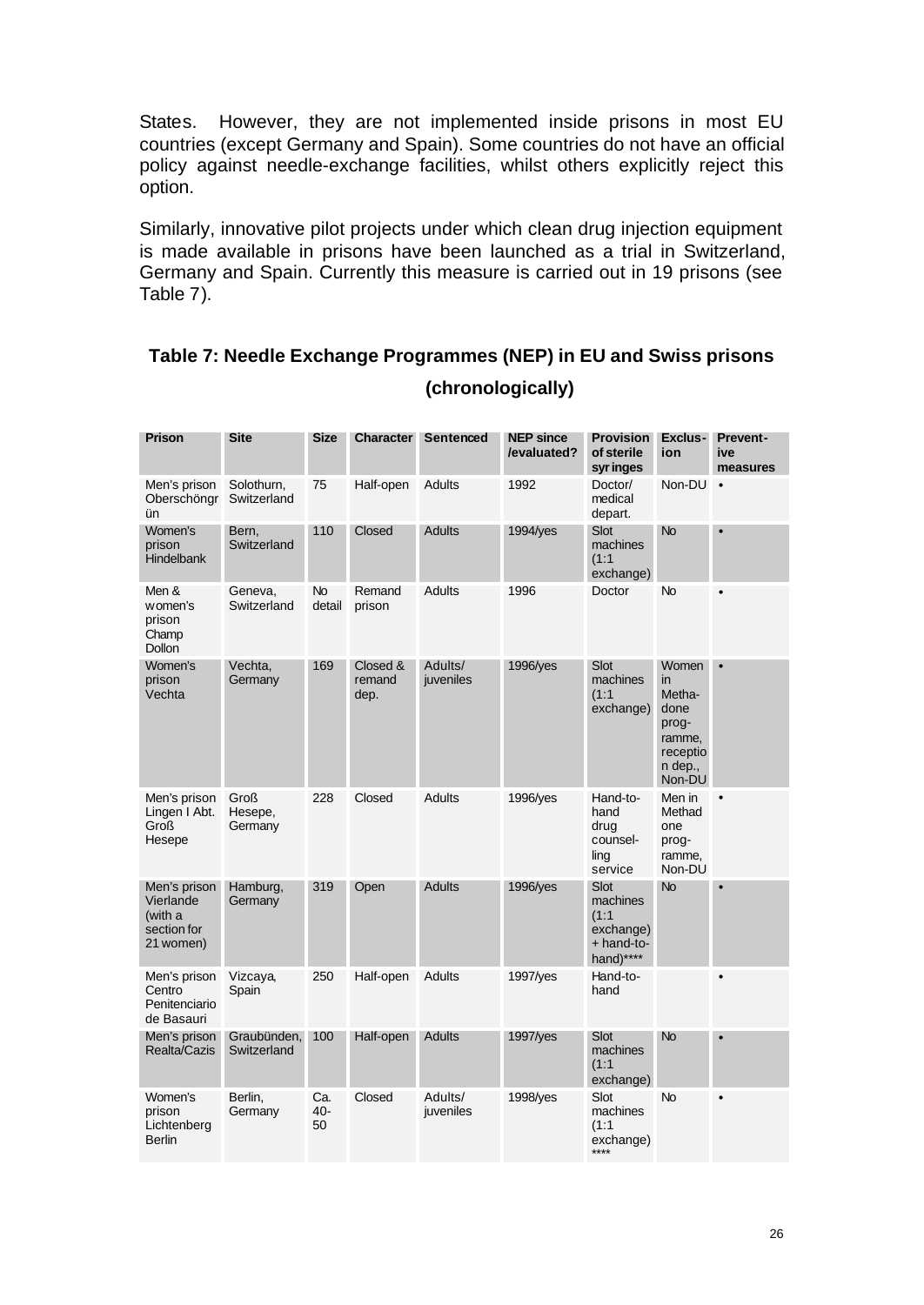States. However, they are not implemented inside prisons in most EU countries (except Germany and Spain). Some countries do not have an official policy against needle-exchange facilities, whilst others explicitly reject this option.

Similarly, innovative pilot projects under which clean drug injection equipment is made available in prisons have been launched as a trial in Switzerland, Germany and Spain. Currently this measure is carried out in 19 prisons (see Table 7).

**Table 7: Needle Exchange Programmes (NEP) in EU and Swiss prisons (chronologically)**

| Prison | Site | Size | Character | Sentenced | NEP since /evaluated? | Provision of sterile syringes | Exclusion | Preventive measures |
|---|---|---|---|---|---|---|---|---|
| Men's prison Oberschöngrün | Solothurn, Switzerland | 75 | Half-open | Adults | 1992 | Doctor/ medical depart. | Non-DU | • |
| Women's prison Hindelbank | Bern, Switzerland | 110 | Closed | Adults | 1994/yes | Slot machines (1:1 exchange) | No | • |
| Men & women's prison Champ Dollon | Geneva, Switzerland | No detail | Remand prison | Adults | 1996 | Doctor | No | • |
| Women's prison Vechta | Vechta, Germany | 169 | Closed & remand dep. | Adults/ juveniles | 1996/yes | Slot machines (1:1 exchange) | Women in Methadone programme, reception dep., Non-DU | • |
| Men's prison Lingen I Abt. Groß Hesepe | Groß Hesepe, Germany | 228 | Closed | Adults | 1996/yes | Hand-to-hand drug counselling service | Men in Methadone programme, Non-DU | • |
| Men's prison Vierlande (with a section for 21 women) | Hamburg, Germany | 319 | Open | Adults | 1996/yes | Slot machines (1:1 exchange) + hand-to-hand)**** | No | • |
| Men's prison Centro Penitenciario de Basauri | Vizcaya, Spain | 250 | Half-open | Adults | 1997/yes | Hand-to-hand | | • |
| Men's prison Realta/Cazis | Graubünden, Switzerland | 100 | Half-open | Adults | 1997/yes | Slot machines (1:1 exchange) | No | • |
| Women's prison Lichtenberg Berlin | Berlin, Germany | Ca. 40-50 | Closed | Adults/ juveniles | 1998/yes | Slot machines (1:1 exchange) **** | No | • |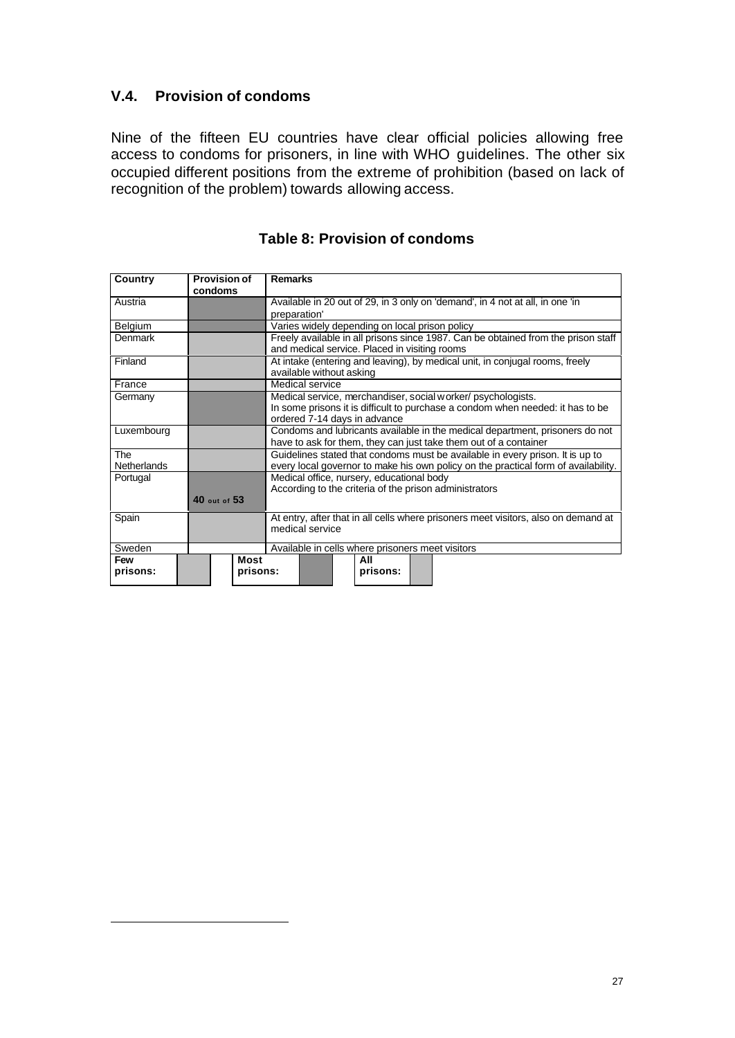## V.4. Provision of condoms

Nine of the fifteen EU countries have clear official policies allowing free access to condoms for prisoners, in line with WHO guidelines. The other six occupied different positions from the extreme of prohibition (based on lack of recognition of the problem) towards allowing access.

### Table 8: Provision of condoms

| Country | Provision of condoms | Remarks |
|---|---|---|
| Austria | | Available in 20 out of 29, in 3 only on 'demand', in 4 not at all, in one 'in preparation' |
| Belgium | | Varies widely depending on local prison policy |
| Denmark | | Freely available in all prisons since 1987. Can be obtained from the prison staff and medical service. Placed in visiting rooms |
| Finland | | At intake (entering and leaving), by medical unit, in conjugal rooms, freely available without asking |
| France | | Medical service |
| Germany | | Medical service, merchandiser, social worker/ psychologists. In some prisons it is difficult to purchase a condom when needed: it has to be ordered 7-14 days in advance |
| Luxembourg | | Condoms and lubricants available in the medical department, prisoners do not have to ask for them, they can just take them out of a container |
| The Netherlands | | Guidelines stated that condoms must be available in every prison. It is up to every local governor to make his own policy on the practical form of availability. |
| Portugal | 40 out of 53 | Medical office, nursery, educational body According to the criteria of the prison administrators |
| Spain | | At entry, after that in all cells where prisoners meet visitors, also on demand at medical service |
| Sweden | | Available in cells where prisoners meet visitors |

Few prisons: | Most prisons: | All prisons: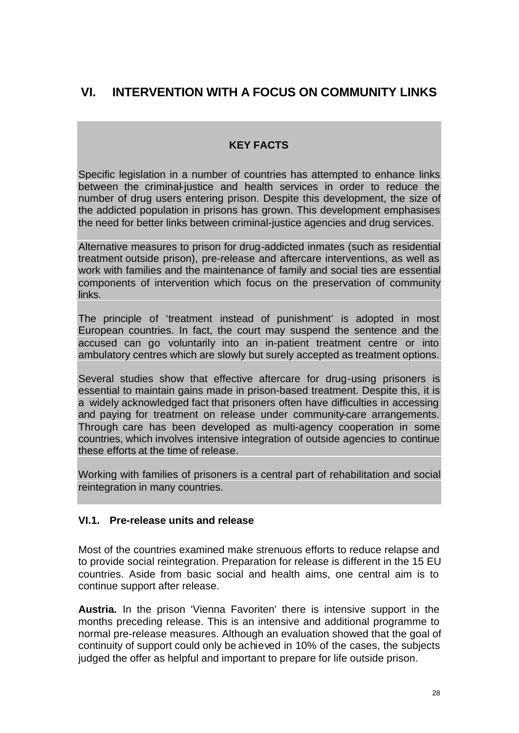# VI. INTERVENTION WITH A FOCUS ON COMMUNITY LINKS

**KEY FACTS**

Specific legislation in a number of countries has attempted to enhance links between the criminal-justice and health services in order to reduce the number of drug users entering prison. Despite this development, the size of the addicted population in prisons has grown. This development emphasises the need for better links between criminal-justice agencies and drug services.

Alternative measures to prison for drug-addicted inmates (such as residential treatment outside prison), pre-release and aftercare interventions, as well as work with families and the maintenance of family and social ties are essential components of intervention which focus on the preservation of community links.

The principle of 'treatment instead of punishment' is adopted in most European countries. In fact, the court may suspend the sentence and the accused can go voluntarily into an in-patient treatment centre or into ambulatory centres which are slowly but surely accepted as treatment options.

Several studies show that effective aftercare for drug-using prisoners is essential to maintain gains made in prison-based treatment. Despite this, it is a widely acknowledged fact that prisoners often have difficulties in accessing and paying for treatment on release under community-care arrangements. Through care has been developed as multi-agency cooperation in some countries, which involves intensive integration of outside agencies to continue these efforts at the time of release.

Working with families of prisoners is a central part of rehabilitation and social reintegration in many countries.

## VI.1. Pre-release units and release

Most of the countries examined make strenuous efforts to reduce relapse and to provide social reintegration. Preparation for release is different in the 15 EU countries. Aside from basic social and health aims, one central aim is to continue support after release.

**Austria.** In the prison 'Vienna Favoriten' there is intensive support in the months preceding release. This is an intensive and additional programme to normal pre-release measures. Although an evaluation showed that the goal of continuity of support could only be achieved in 10% of the cases, the subjects judged the offer as helpful and important to prepare for life outside prison.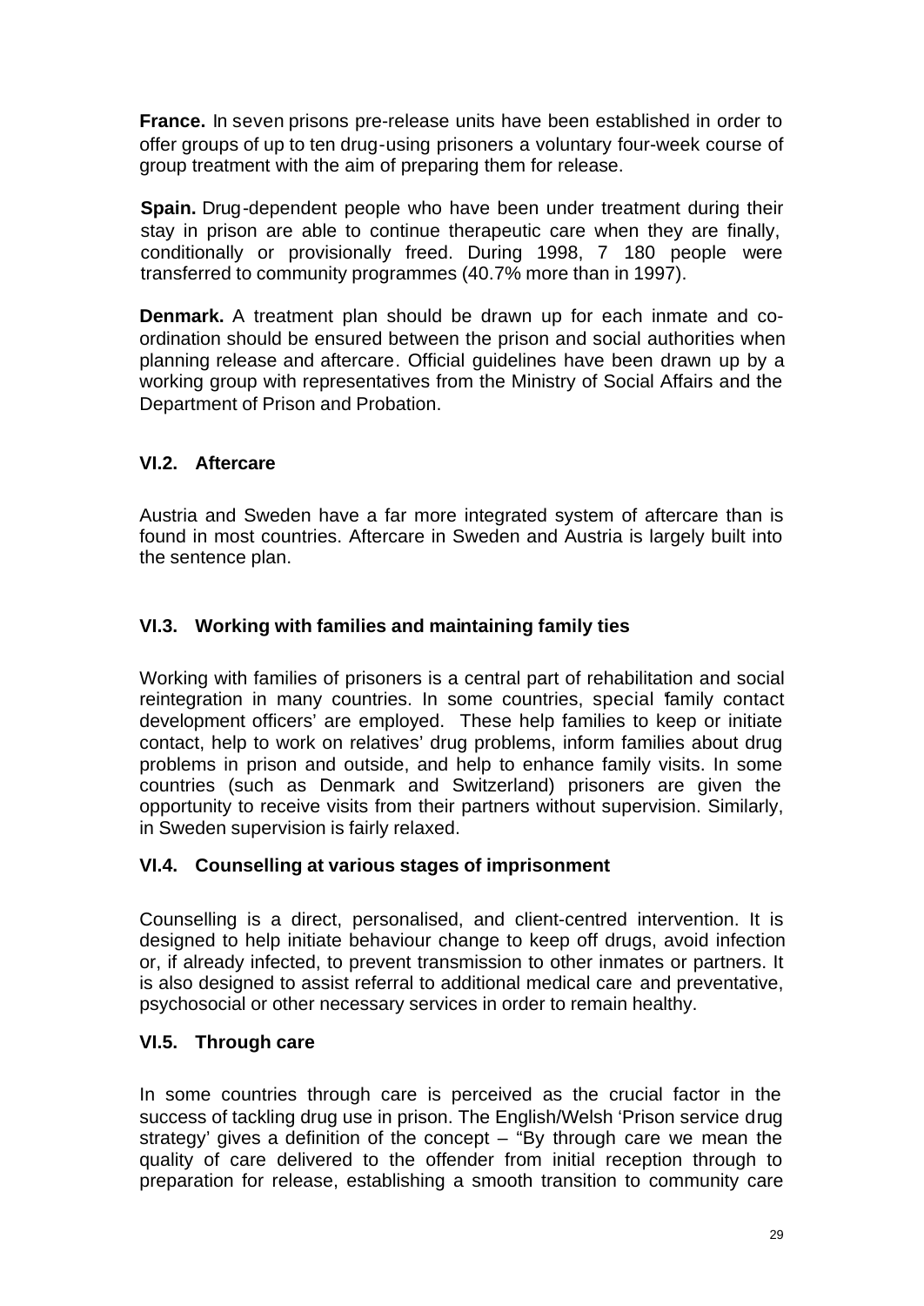**France.** In seven prisons pre-release units have been established in order to offer groups of up to ten drug-using prisoners a voluntary four-week course of group treatment with the aim of preparing them for release.

**Spain.** Drug-dependent people who have been under treatment during their stay in prison are able to continue therapeutic care when they are finally, conditionally or provisionally freed. During 1998, 7 180 people were transferred to community programmes (40.7% more than in 1997).

**Denmark.** A treatment plan should be drawn up for each inmate and co-ordination should be ensured between the prison and social authorities when planning release and aftercare. Official guidelines have been drawn up by a working group with representatives from the Ministry of Social Affairs and the Department of Prison and Probation.

### VI.2. Aftercare

Austria and Sweden have a far more integrated system of aftercare than is found in most countries. Aftercare in Sweden and Austria is largely built into the sentence plan.

### VI.3. Working with families and maintaining family ties

Working with families of prisoners is a central part of rehabilitation and social reintegration in many countries. In some countries, special 'family contact development officers' are employed. These help families to keep or initiate contact, help to work on relatives' drug problems, inform families about drug problems in prison and outside, and help to enhance family visits. In some countries (such as Denmark and Switzerland) prisoners are given the opportunity to receive visits from their partners without supervision. Similarly, in Sweden supervision is fairly relaxed.

### VI.4. Counselling at various stages of imprisonment

Counselling is a direct, personalised, and client-centred intervention. It is designed to help initiate behaviour change to keep off drugs, avoid infection or, if already infected, to prevent transmission to other inmates or partners. It is also designed to assist referral to additional medical care and preventative, psychosocial or other necessary services in order to remain healthy.

### VI.5. Through care

In some countries through care is perceived as the crucial factor in the success of tackling drug use in prison. The English/Welsh 'Prison service drug strategy' gives a definition of the concept – "By through care we mean the quality of care delivered to the offender from initial reception through to preparation for release, establishing a smooth transition to community care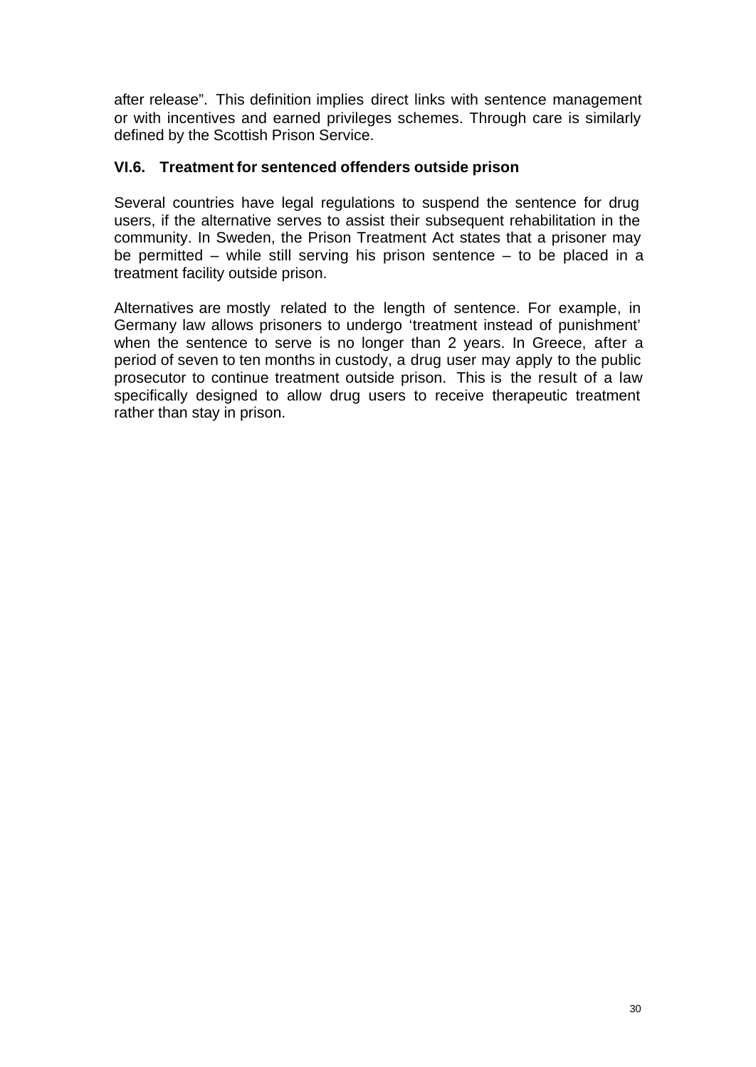after release". This definition implies direct links with sentence management or with incentives and earned privileges schemes. Through care is similarly defined by the Scottish Prison Service.

### VI.6. Treatment for sentenced offenders outside prison

Several countries have legal regulations to suspend the sentence for drug users, if the alternative serves to assist their subsequent rehabilitation in the community. In Sweden, the Prison Treatment Act states that a prisoner may be permitted – while still serving his prison sentence – to be placed in a treatment facility outside prison.

Alternatives are mostly related to the length of sentence. For example, in Germany law allows prisoners to undergo 'treatment instead of punishment' when the sentence to serve is no longer than 2 years. In Greece, after a period of seven to ten months in custody, a drug user may apply to the public prosecutor to continue treatment outside prison. This is the result of a law specifically designed to allow drug users to receive therapeutic treatment rather than stay in prison.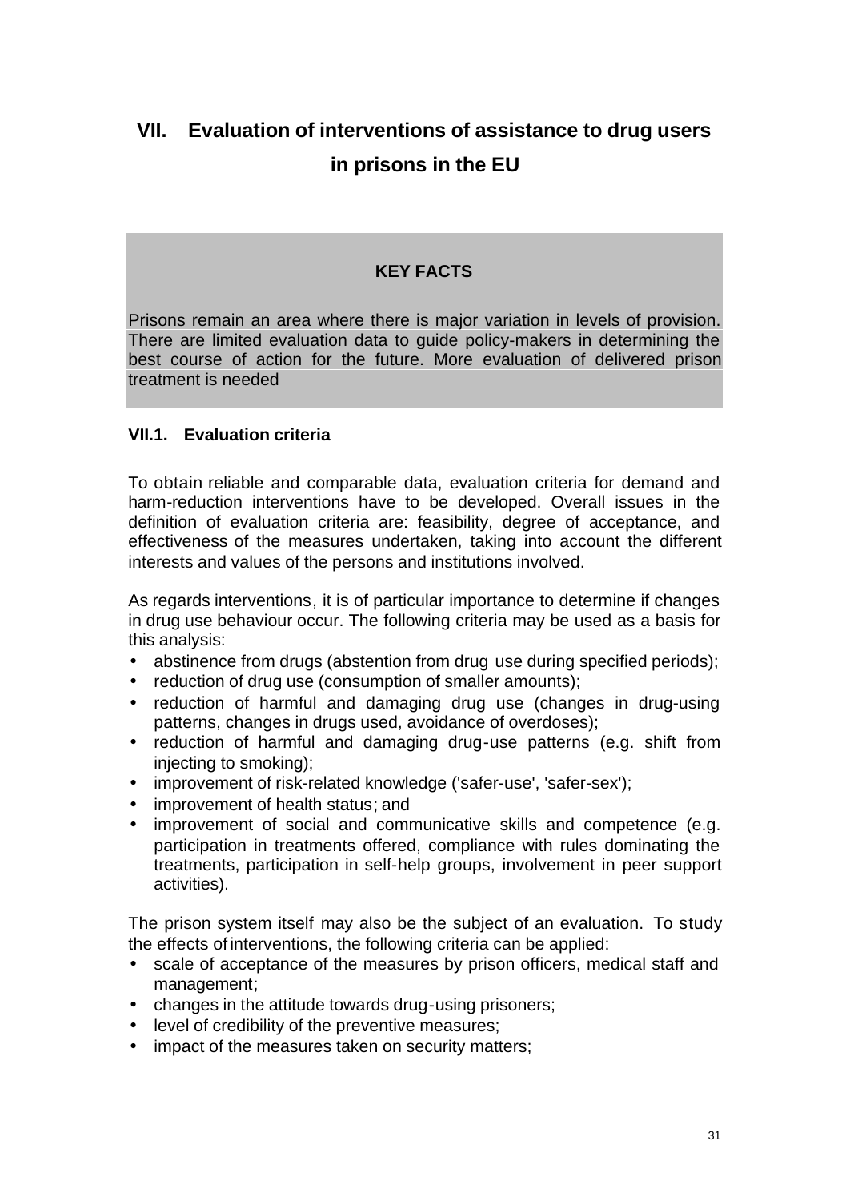# VII. Evaluation of interventions of assistance to drug users in prisons in the EU

**KEY FACTS**

Prisons remain an area where there is major variation in levels of provision. There are limited evaluation data to guide policy-makers in determining the best course of action for the future. More evaluation of delivered prison treatment is needed

## VII.1. Evaluation criteria

To obtain reliable and comparable data, evaluation criteria for demand and harm-reduction interventions have to be developed. Overall issues in the definition of evaluation criteria are: feasibility, degree of acceptance, and effectiveness of the measures undertaken, taking into account the different interests and values of the persons and institutions involved.

As regards interventions, it is of particular importance to determine if changes in drug use behaviour occur. The following criteria may be used as a basis for this analysis:

- abstinence from drugs (abstention from drug use during specified periods);
- reduction of drug use (consumption of smaller amounts);
- reduction of harmful and damaging drug use (changes in drug-using patterns, changes in drugs used, avoidance of overdoses);
- reduction of harmful and damaging drug-use patterns (e.g. shift from injecting to smoking);
- improvement of risk-related knowledge ('safer-use', 'safer-sex');
- improvement of health status; and
- improvement of social and communicative skills and competence (e.g. participation in treatments offered, compliance with rules dominating the treatments, participation in self-help groups, involvement in peer support activities).

The prison system itself may also be the subject of an evaluation. To study the effects of interventions, the following criteria can be applied:

- scale of acceptance of the measures by prison officers, medical staff and management;
- changes in the attitude towards drug-using prisoners;
- level of credibility of the preventive measures;
- impact of the measures taken on security matters;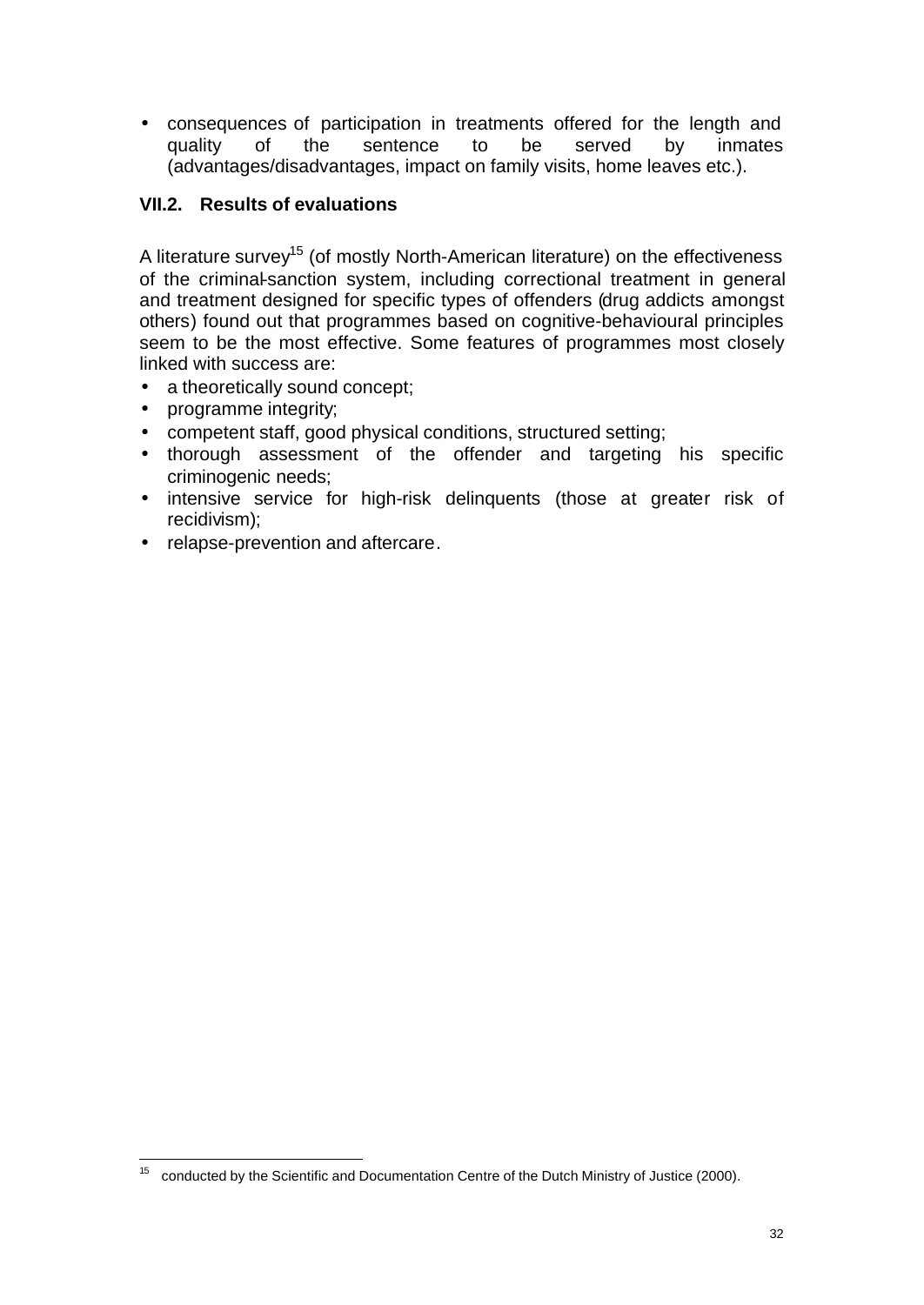- consequences of participation in treatments offered for the length and quality of the sentence to be served by inmates (advantages/disadvantages, impact on family visits, home leaves etc.).

### VII.2. Results of evaluations

A literature survey[15] (of mostly North-American literature) on the effectiveness of the criminal-sanction system, including correctional treatment in general and treatment designed for specific types of offenders (drug addicts amongst others) found out that programmes based on cognitive-behavioural principles seem to be the most effective. Some features of programmes most closely linked with success are:

- a theoretically sound concept;
- programme integrity;
- competent staff, good physical conditions, structured setting;
- thorough assessment of the offender and targeting his specific criminogenic needs;
- intensive service for high-risk delinquents (those at greater risk of recidivism);
- relapse-prevention and aftercare.

---

[15] conducted by the Scientific and Documentation Centre of the Dutch Ministry of Justice (2000).